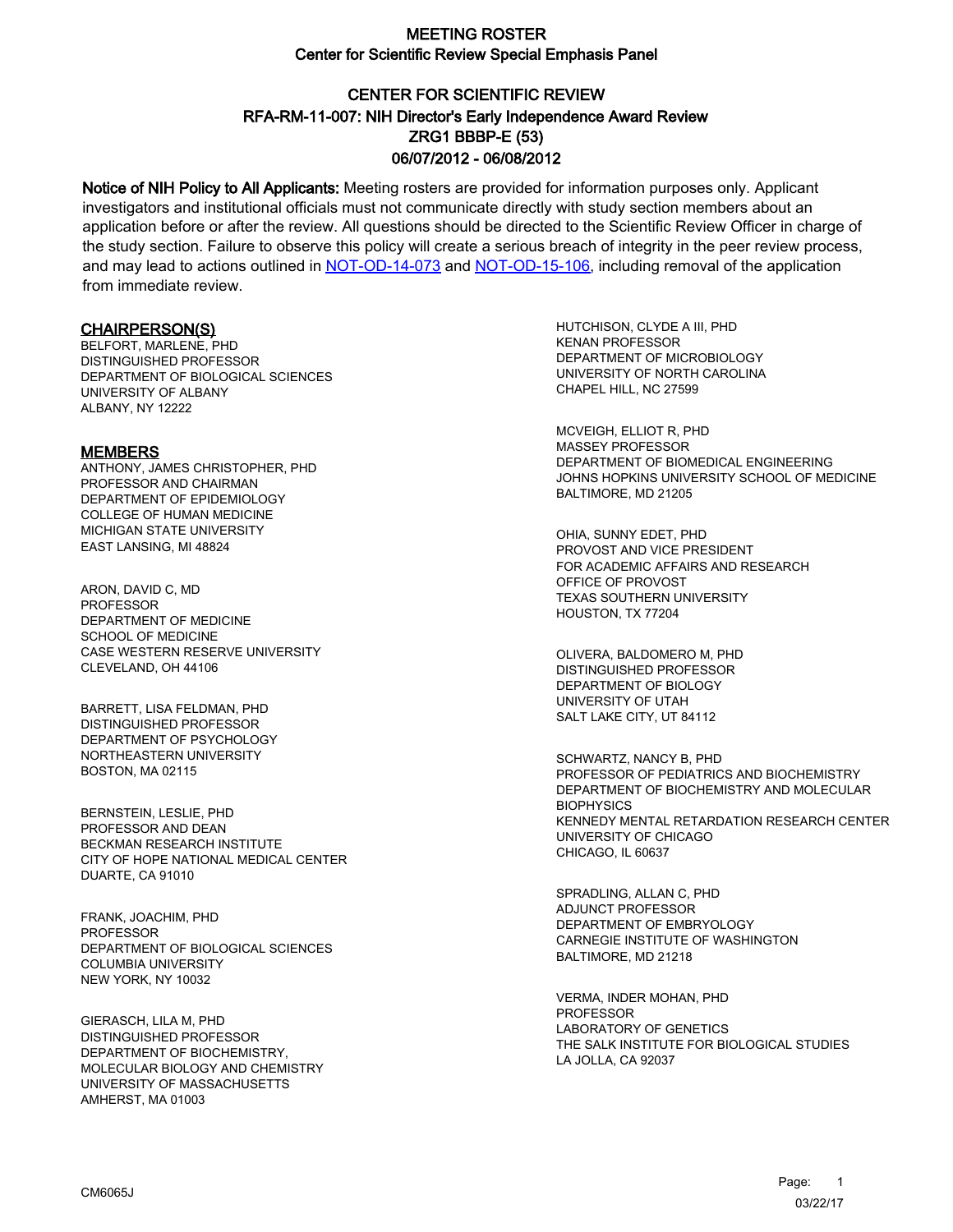# MEETING ROSTER
## Center for Scientific Review Special Emphasis Panel

## CENTER FOR SCIENTIFIC REVIEW
## RFA-RM-11-007: NIH Director's Early Independence Award Review
## ZRG1 BBBP-E (53)
## 06/07/2012 - 06/08/2012

**Notice of NIH Policy to All Applicants:** Meeting rosters are provided for information purposes only. Applicant investigators and institutional officials must not communicate directly with study section members about an application before or after the review. All questions should be directed to the Scientific Review Officer in charge of the study section. Failure to observe this policy will create a serious breach of integrity in the peer review process, and may lead to actions outlined in [NOT-OD-14-073] and [NOT-OD-15-106], including removal of the application from immediate review.

### CHAIRPERSON(S)

BELFORT, MARLENE, PHD
DISTINGUISHED PROFESSOR
DEPARTMENT OF BIOLOGICAL SCIENCES
UNIVERSITY OF ALBANY
ALBANY, NY 12222

### MEMBERS

ANTHONY, JAMES CHRISTOPHER, PHD
PROFESSOR AND CHAIRMAN
DEPARTMENT OF EPIDEMIOLOGY
COLLEGE OF HUMAN MEDICINE
MICHIGAN STATE UNIVERSITY
EAST LANSING, MI 48824

ARON, DAVID C, MD
PROFESSOR
DEPARTMENT OF MEDICINE
SCHOOL OF MEDICINE
CASE WESTERN RESERVE UNIVERSITY
CLEVELAND, OH 44106

BARRETT, LISA FELDMAN, PHD
DISTINGUISHED PROFESSOR
DEPARTMENT OF PSYCHOLOGY
NORTHEASTERN UNIVERSITY
BOSTON, MA 02115

BERNSTEIN, LESLIE, PHD
PROFESSOR AND DEAN
BECKMAN RESEARCH INSTITUTE
CITY OF HOPE NATIONAL MEDICAL CENTER
DUARTE, CA 91010

FRANK, JOACHIM, PHD
PROFESSOR
DEPARTMENT OF BIOLOGICAL SCIENCES
COLUMBIA UNIVERSITY
NEW YORK, NY 10032

GIERASCH, LILA M, PHD
DISTINGUISHED PROFESSOR
DEPARTMENT OF BIOCHEMISTRY,
MOLECULAR BIOLOGY AND CHEMISTRY
UNIVERSITY OF MASSACHUSETTS
AMHERST, MA 01003

HUTCHISON, CLYDE A III, PHD
KENAN PROFESSOR
DEPARTMENT OF MICROBIOLOGY
UNIVERSITY OF NORTH CAROLINA
CHAPEL HILL, NC 27599

MCVEIGH, ELLIOT R, PHD
MASSEY PROFESSOR
DEPARTMENT OF BIOMEDICAL ENGINEERING
JOHNS HOPKINS UNIVERSITY SCHOOL OF MEDICINE
BALTIMORE, MD 21205

OHIA, SUNNY EDET, PHD
PROVOST AND VICE PRESIDENT
FOR ACADEMIC AFFAIRS AND RESEARCH
OFFICE OF PROVOST
TEXAS SOUTHERN UNIVERSITY
HOUSTON, TX 77204

OLIVERA, BALDOMERO M, PHD
DISTINGUISHED PROFESSOR
DEPARTMENT OF BIOLOGY
UNIVERSITY OF UTAH
SALT LAKE CITY, UT 84112

SCHWARTZ, NANCY B, PHD
PROFESSOR OF PEDIATRICS AND BIOCHEMISTRY
DEPARTMENT OF BIOCHEMISTRY AND MOLECULAR BIOPHYSICS
KENNEDY MENTAL RETARDATION RESEARCH CENTER
UNIVERSITY OF CHICAGO
CHICAGO, IL 60637

SPRADLING, ALLAN C, PHD
ADJUNCT PROFESSOR
DEPARTMENT OF EMBRYOLOGY
CARNEGIE INSTITUTE OF WASHINGTON
BALTIMORE, MD 21218

VERMA, INDER MOHAN, PHD
PROFESSOR
LABORATORY OF GENETICS
THE SALK INSTITUTE FOR BIOLOGICAL STUDIES
LA JOLLA, CA 92037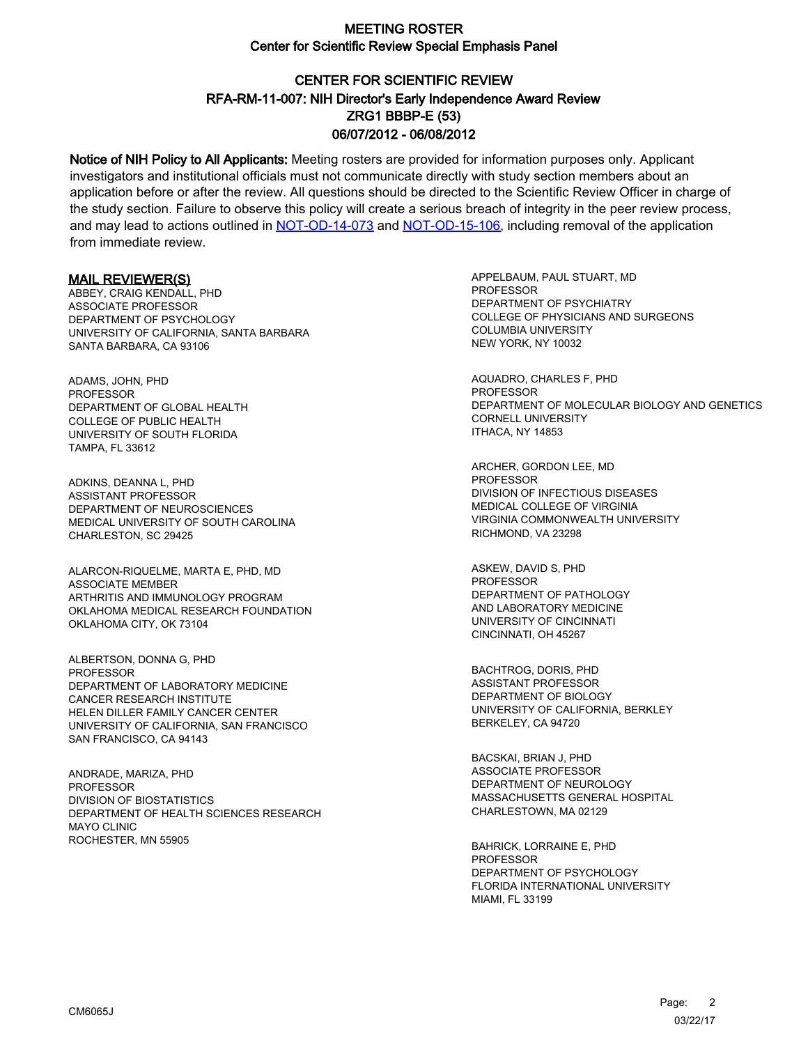# MEETING ROSTER
## Center for Scientific Review Special Emphasis Panel

## CENTER FOR SCIENTIFIC REVIEW
## RFA-RM-11-007: NIH Director's Early Independence Award Review
## ZRG1 BBBP-E (53)
## 06/07/2012 - 06/08/2012

**Notice of NIH Policy to All Applicants:** Meeting rosters are provided for information purposes only. Applicant investigators and institutional officials must not communicate directly with study section members about an application before or after the review. All questions should be directed to the Scientific Review Officer in charge of the study section. Failure to observe this policy will create a serious breach of integrity in the peer review process, and may lead to actions outlined in NOT-OD-14-073 and NOT-OD-15-106, including removal of the application from immediate review.

**MAIL REVIEWER(S)**

ABBEY, CRAIG KENDALL, PHD
ASSOCIATE PROFESSOR
DEPARTMENT OF PSYCHOLOGY
UNIVERSITY OF CALIFORNIA, SANTA BARBARA
SANTA BARBARA, CA 93106

ADAMS, JOHN, PHD
PROFESSOR
DEPARTMENT OF GLOBAL HEALTH
COLLEGE OF PUBLIC HEALTH
UNIVERSITY OF SOUTH FLORIDA
TAMPA, FL 33612

ADKINS, DEANNA L, PHD
ASSISTANT PROFESSOR
DEPARTMENT OF NEUROSCIENCES
MEDICAL UNIVERSITY OF SOUTH CAROLINA
CHARLESTON, SC 29425

ALARCON-RIQUELME, MARTA E, PHD, MD
ASSOCIATE MEMBER
ARTHRITIS AND IMMUNOLOGY PROGRAM
OKLAHOMA MEDICAL RESEARCH FOUNDATION
OKLAHOMA CITY, OK 73104

ALBERTSON, DONNA G, PHD
PROFESSOR
DEPARTMENT OF LABORATORY MEDICINE
CANCER RESEARCH INSTITUTE
HELEN DILLER FAMILY CANCER CENTER
UNIVERSITY OF CALIFORNIA, SAN FRANCISCO
SAN FRANCISCO, CA 94143

ANDRADE, MARIZA, PHD
PROFESSOR
DIVISION OF BIOSTATISTICS
DEPARTMENT OF HEALTH SCIENCES RESEARCH
MAYO CLINIC
ROCHESTER, MN 55905

APPELBAUM, PAUL STUART, MD
PROFESSOR
DEPARTMENT OF PSYCHIATRY
COLLEGE OF PHYSICIANS AND SURGEONS
COLUMBIA UNIVERSITY
NEW YORK, NY 10032

AQUADRO, CHARLES F, PHD
PROFESSOR
DEPARTMENT OF MOLECULAR BIOLOGY AND GENETICS
CORNELL UNIVERSITY
ITHACA, NY 14853

ARCHER, GORDON LEE, MD
PROFESSOR
DIVISION OF INFECTIOUS DISEASES
MEDICAL COLLEGE OF VIRGINIA
VIRGINIA COMMONWEALTH UNIVERSITY
RICHMOND, VA 23298

ASKEW, DAVID S, PHD
PROFESSOR
DEPARTMENT OF PATHOLOGY
AND LABORATORY MEDICINE
UNIVERSITY OF CINCINNATI
CINCINNATI, OH 45267

BACHTROG, DORIS, PHD
ASSISTANT PROFESSOR
DEPARTMENT OF BIOLOGY
UNIVERSITY OF CALIFORNIA, BERKLEY
BERKELEY, CA 94720

BACSKAI, BRIAN J, PHD
ASSOCIATE PROFESSOR
DEPARTMENT OF NEUROLOGY
MASSACHUSETTS GENERAL HOSPITAL
CHARLESTOWN, MA 02129

BAHRICK, LORRAINE E, PHD
PROFESSOR
DEPARTMENT OF PSYCHOLOGY
FLORIDA INTERNATIONAL UNIVERSITY
MIAMI, FL 33199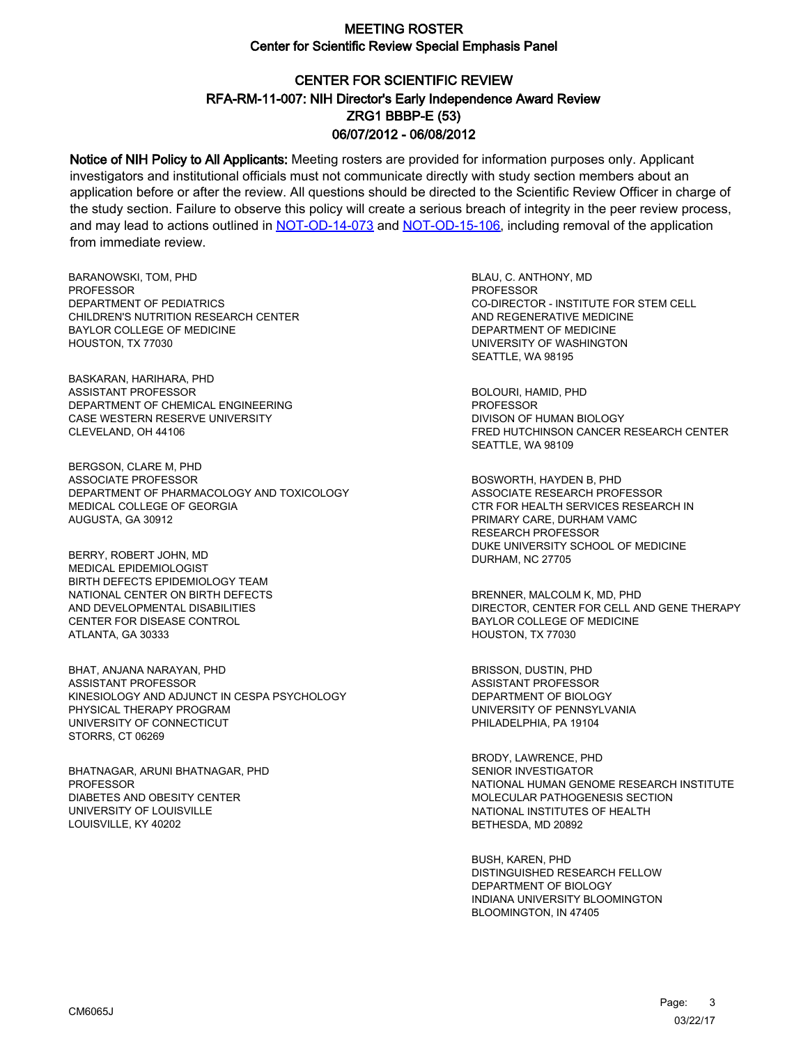# MEETING ROSTER

## Center for Scientific Review Special Emphasis Panel

## CENTER FOR SCIENTIFIC REVIEW
## RFA-RM-11-007: NIH Director's Early Independence Award Review
## ZRG1 BBBP-E (53)
## 06/07/2012 - 06/08/2012

**Notice of NIH Policy to All Applicants:** Meeting rosters are provided for information purposes only. Applicant investigators and institutional officials must not communicate directly with study section members about an application before or after the review. All questions should be directed to the Scientific Review Officer in charge of the study section. Failure to observe this policy will create a serious breach of integrity in the peer review process, and may lead to actions outlined in NOT-OD-14-073 and NOT-OD-15-106, including removal of the application from immediate review.

BARANOWSKI, TOM, PHD
PROFESSOR
DEPARTMENT OF PEDIATRICS
CHILDREN'S NUTRITION RESEARCH CENTER
BAYLOR COLLEGE OF MEDICINE
HOUSTON, TX 77030

BASKARAN, HARIHARA, PHD
ASSISTANT PROFESSOR
DEPARTMENT OF CHEMICAL ENGINEERING
CASE WESTERN RESERVE UNIVERSITY
CLEVELAND, OH 44106

BERGSON, CLARE M, PHD
ASSOCIATE PROFESSOR
DEPARTMENT OF PHARMACOLOGY AND TOXICOLOGY
MEDICAL COLLEGE OF GEORGIA
AUGUSTA, GA 30912

BERRY, ROBERT JOHN, MD
MEDICAL EPIDEMIOLOGIST
BIRTH DEFECTS EPIDEMIOLOGY TEAM
NATIONAL CENTER ON BIRTH DEFECTS
AND DEVELOPMENTAL DISABILITIES
CENTER FOR DISEASE CONTROL
ATLANTA, GA 30333

BHAT, ANJANA NARAYAN, PHD
ASSISTANT PROFESSOR
KINESIOLOGY AND ADJUNCT IN CESPA PSYCHOLOGY
PHYSICAL THERAPY PROGRAM
UNIVERSITY OF CONNECTICUT
STORRS, CT 06269

BHATNAGAR, ARUNI BHATNAGAR, PHD
PROFESSOR
DIABETES AND OBESITY CENTER
UNIVERSITY OF LOUISVILLE
LOUISVILLE, KY 40202

BLAU, C. ANTHONY, MD
PROFESSOR
CO-DIRECTOR - INSTITUTE FOR STEM CELL
AND REGENERATIVE MEDICINE
DEPARTMENT OF MEDICINE
UNIVERSITY OF WASHINGTON
SEATTLE, WA 98195

BOLOURI, HAMID, PHD
PROFESSOR
DIVISON OF HUMAN BIOLOGY
FRED HUTCHINSON CANCER RESEARCH CENTER
SEATTLE, WA 98109

BOSWORTH, HAYDEN B, PHD
ASSOCIATE RESEARCH PROFESSOR
CTR FOR HEALTH SERVICES RESEARCH IN
PRIMARY CARE, DURHAM VAMC
RESEARCH PROFESSOR
DUKE UNIVERSITY SCHOOL OF MEDICINE
DURHAM, NC 27705

BRENNER, MALCOLM K, MD, PHD
DIRECTOR, CENTER FOR CELL AND GENE THERAPY
BAYLOR COLLEGE OF MEDICINE
HOUSTON, TX 77030

BRISSON, DUSTIN, PHD
ASSISTANT PROFESSOR
DEPARTMENT OF BIOLOGY
UNIVERSITY OF PENNSYLVANIA
PHILADELPHIA, PA 19104

BRODY, LAWRENCE, PHD
SENIOR INVESTIGATOR
NATIONAL HUMAN GENOME RESEARCH INSTITUTE
MOLECULAR PATHOGENESIS SECTION
NATIONAL INSTITUTES OF HEALTH
BETHESDA, MD 20892

BUSH, KAREN, PHD
DISTINGUISHED RESEARCH FELLOW
DEPARTMENT OF BIOLOGY
INDIANA UNIVERSITY BLOOMINGTON
BLOOMINGTON, IN 47405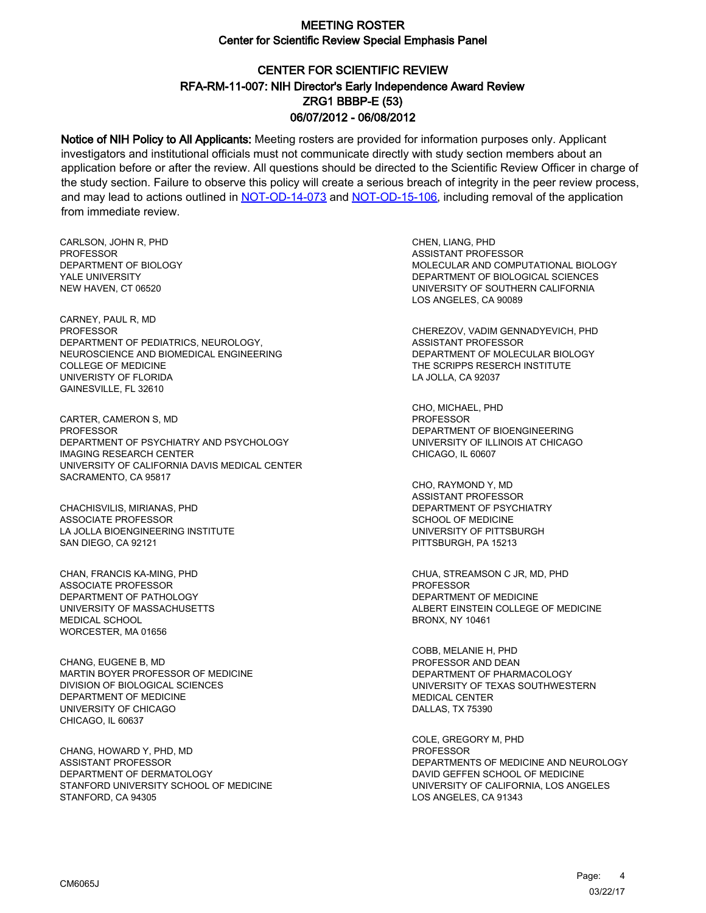# MEETING ROSTER

## Center for Scientific Review Special Emphasis Panel

## CENTER FOR SCIENTIFIC REVIEW
## RFA-RM-11-007: NIH Director's Early Independence Award Review
## ZRG1 BBBP-E (53)
## 06/07/2012 - 06/08/2012

**Notice of NIH Policy to All Applicants:** Meeting rosters are provided for information purposes only. Applicant investigators and institutional officials must not communicate directly with study section members about an application before or after the review. All questions should be directed to the Scientific Review Officer in charge of the study section. Failure to observe this policy will create a serious breach of integrity in the peer review process, and may lead to actions outlined in NOT-OD-14-073 and NOT-OD-15-106, including removal of the application from immediate review.

CARLSON, JOHN R, PHD
PROFESSOR
DEPARTMENT OF BIOLOGY
YALE UNIVERSITY
NEW HAVEN, CT 06520

CARNEY, PAUL R, MD
PROFESSOR
DEPARTMENT OF PEDIATRICS, NEUROLOGY, NEUROSCIENCE AND BIOMEDICAL ENGINEERING
COLLEGE OF MEDICINE
UNIVERISTY OF FLORIDA
GAINESVILLE, FL 32610

CARTER, CAMERON S, MD
PROFESSOR
DEPARTMENT OF PSYCHIATRY AND PSYCHOLOGY
IMAGING RESEARCH CENTER
UNIVERSITY OF CALIFORNIA DAVIS MEDICAL CENTER
SACRAMENTO, CA 95817

CHACHISVILIS, MIRIANAS, PHD
ASSOCIATE PROFESSOR
LA JOLLA BIOENGINEERING INSTITUTE
SAN DIEGO, CA 92121

CHAN, FRANCIS KA-MING, PHD
ASSOCIATE PROFESSOR
DEPARTMENT OF PATHOLOGY
UNIVERSITY OF MASSACHUSETTS
MEDICAL SCHOOL
WORCESTER, MA 01656

CHANG, EUGENE B, MD
MARTIN BOYER PROFESSOR OF MEDICINE
DIVISION OF BIOLOGICAL SCIENCES
DEPARTMENT OF MEDICINE
UNIVERSITY OF CHICAGO
CHICAGO, IL 60637

CHANG, HOWARD Y, PHD, MD
ASSISTANT PROFESSOR
DEPARTMENT OF DERMATOLOGY
STANFORD UNIVERSITY SCHOOL OF MEDICINE
STANFORD, CA 94305

CHEN, LIANG, PHD
ASSISTANT PROFESSOR
MOLECULAR AND COMPUTATIONAL BIOLOGY
DEPARTMENT OF BIOLOGICAL SCIENCES
UNIVERSITY OF SOUTHERN CALIFORNIA
LOS ANGELES, CA 90089

CHEREZOV, VADIM GENNADYEVICH, PHD
ASSISTANT PROFESSOR
DEPARTMENT OF MOLECULAR BIOLOGY
THE SCRIPPS RESERCH INSTITUTE
LA JOLLA, CA 92037

CHO, MICHAEL, PHD
PROFESSOR
DEPARTMENT OF BIOENGINEERING
UNIVERSITY OF ILLINOIS AT CHICAGO
CHICAGO, IL 60607

CHO, RAYMOND Y, MD
ASSISTANT PROFESSOR
DEPARTMENT OF PSYCHIATRY
SCHOOL OF MEDICINE
UNIVERSITY OF PITTSBURGH
PITTSBURGH, PA 15213

CHUA, STREAMSON C JR, MD, PHD
PROFESSOR
DEPARTMENT OF MEDICINE
ALBERT EINSTEIN COLLEGE OF MEDICINE
BRONX, NY 10461

COBB, MELANIE H, PHD
PROFESSOR AND DEAN
DEPARTMENT OF PHARMACOLOGY
UNIVERSITY OF TEXAS SOUTHWESTERN
MEDICAL CENTER
DALLAS, TX 75390

COLE, GREGORY M, PHD
PROFESSOR
DEPARTMENTS OF MEDICINE AND NEUROLOGY
DAVID GEFFEN SCHOOL OF MEDICINE
UNIVERSITY OF CALIFORNIA, LOS ANGELES
LOS ANGELES, CA 91343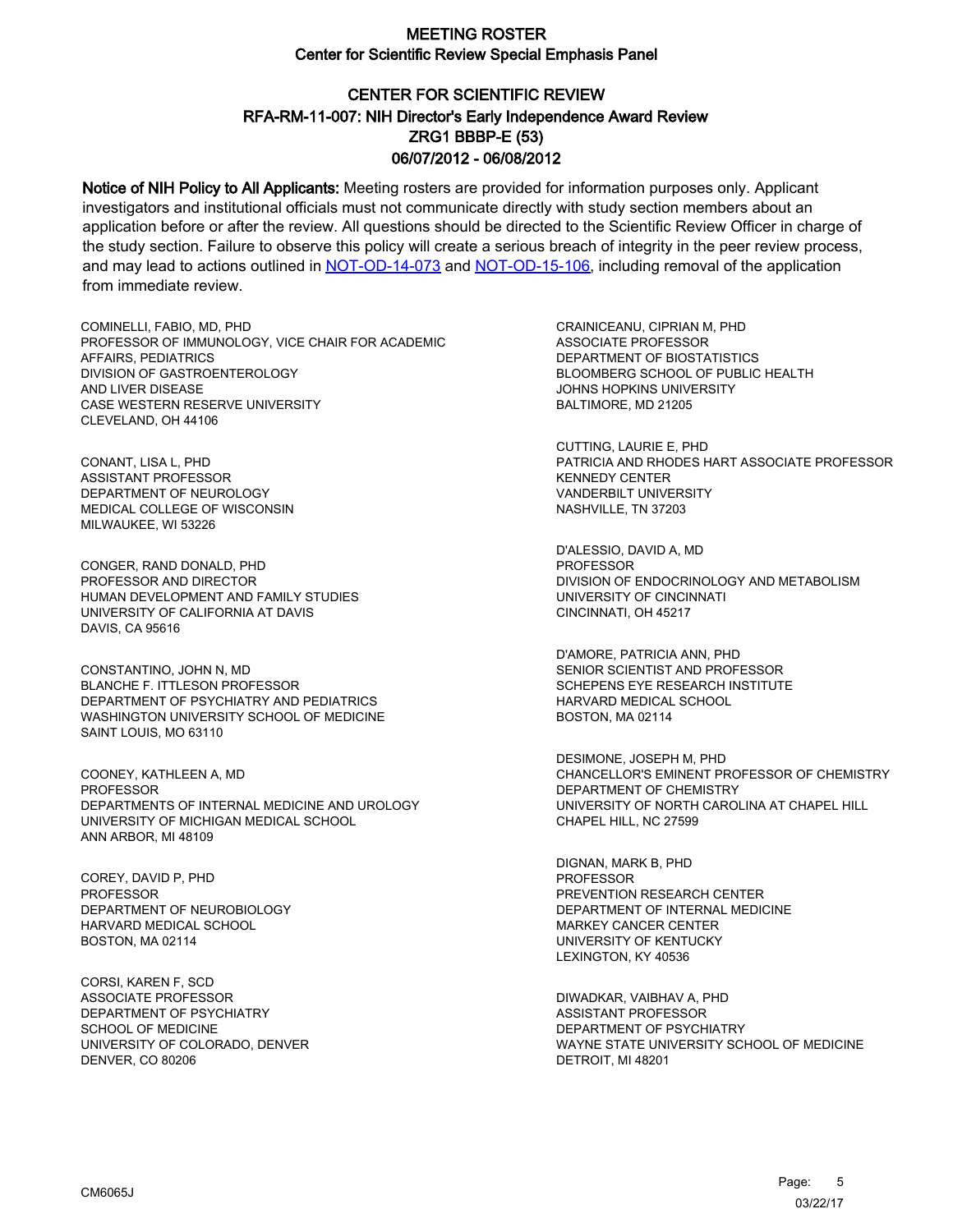# MEETING ROSTER

## Center for Scientific Review Special Emphasis Panel

### CENTER FOR SCIENTIFIC REVIEW
### RFA-RM-11-007: NIH Director's Early Independence Award Review
### ZRG1 BBBP-E (53)
### 06/07/2012 - 06/08/2012

**Notice of NIH Policy to All Applicants:** Meeting rosters are provided for information purposes only. Applicant investigators and institutional officials must not communicate directly with study section members about an application before or after the review. All questions should be directed to the Scientific Review Officer in charge of the study section. Failure to observe this policy will create a serious breach of integrity in the peer review process, and may lead to actions outlined in NOT-OD-14-073 and NOT-OD-15-106, including removal of the application from immediate review.

COMINELLI, FABIO, MD, PHD
PROFESSOR OF IMMUNOLOGY, VICE CHAIR FOR ACADEMIC AFFAIRS, PEDIATRICS
DIVISION OF GASTROENTEROLOGY AND LIVER DISEASE
CASE WESTERN RESERVE UNIVERSITY
CLEVELAND, OH 44106

CONANT, LISA L, PHD
ASSISTANT PROFESSOR
DEPARTMENT OF NEUROLOGY
MEDICAL COLLEGE OF WISCONSIN
MILWAUKEE, WI 53226

CONGER, RAND DONALD, PHD
PROFESSOR AND DIRECTOR
HUMAN DEVELOPMENT AND FAMILY STUDIES
UNIVERSITY OF CALIFORNIA AT DAVIS
DAVIS, CA 95616

CONSTANTINO, JOHN N, MD
BLANCHE F. ITTLESON PROFESSOR
DEPARTMENT OF PSYCHIATRY AND PEDIATRICS
WASHINGTON UNIVERSITY SCHOOL OF MEDICINE
SAINT LOUIS, MO 63110

COONEY, KATHLEEN A, MD
PROFESSOR
DEPARTMENTS OF INTERNAL MEDICINE AND UROLOGY
UNIVERSITY OF MICHIGAN MEDICAL SCHOOL
ANN ARBOR, MI 48109

COREY, DAVID P, PHD
PROFESSOR
DEPARTMENT OF NEUROBIOLOGY
HARVARD MEDICAL SCHOOL
BOSTON, MA 02114

CORSI, KAREN F, SCD
ASSOCIATE PROFESSOR
DEPARTMENT OF PSYCHIATRY
SCHOOL OF MEDICINE
UNIVERSITY OF COLORADO, DENVER
DENVER, CO 80206

CRAINICEANU, CIPRIAN M, PHD
ASSOCIATE PROFESSOR
DEPARTMENT OF BIOSTATISTICS
BLOOMBERG SCHOOL OF PUBLIC HEALTH
JOHNS HOPKINS UNIVERSITY
BALTIMORE, MD 21205

CUTTING, LAURIE E, PHD
PATRICIA AND RHODES HART ASSOCIATE PROFESSOR
KENNEDY CENTER
VANDERBILT UNIVERSITY
NASHVILLE, TN 37203

D'ALESSIO, DAVID A, MD
PROFESSOR
DIVISION OF ENDOCRINOLOGY AND METABOLISM
UNIVERSITY OF CINCINNATI
CINCINNATI, OH 45217

D'AMORE, PATRICIA ANN, PHD
SENIOR SCIENTIST AND PROFESSOR
SCHEPENS EYE RESEARCH INSTITUTE
HARVARD MEDICAL SCHOOL
BOSTON, MA 02114

DESIMONE, JOSEPH M, PHD
CHANCELLOR'S EMINENT PROFESSOR OF CHEMISTRY
DEPARTMENT OF CHEMISTRY
UNIVERSITY OF NORTH CAROLINA AT CHAPEL HILL
CHAPEL HILL, NC 27599

DIGNAN, MARK B, PHD
PROFESSOR
PREVENTION RESEARCH CENTER
DEPARTMENT OF INTERNAL MEDICINE
MARKEY CANCER CENTER
UNIVERSITY OF KENTUCKY
LEXINGTON, KY 40536

DIWADKAR, VAIBHAV A, PHD
ASSISTANT PROFESSOR
DEPARTMENT OF PSYCHIATRY
WAYNE STATE UNIVERSITY SCHOOL OF MEDICINE
DETROIT, MI 48201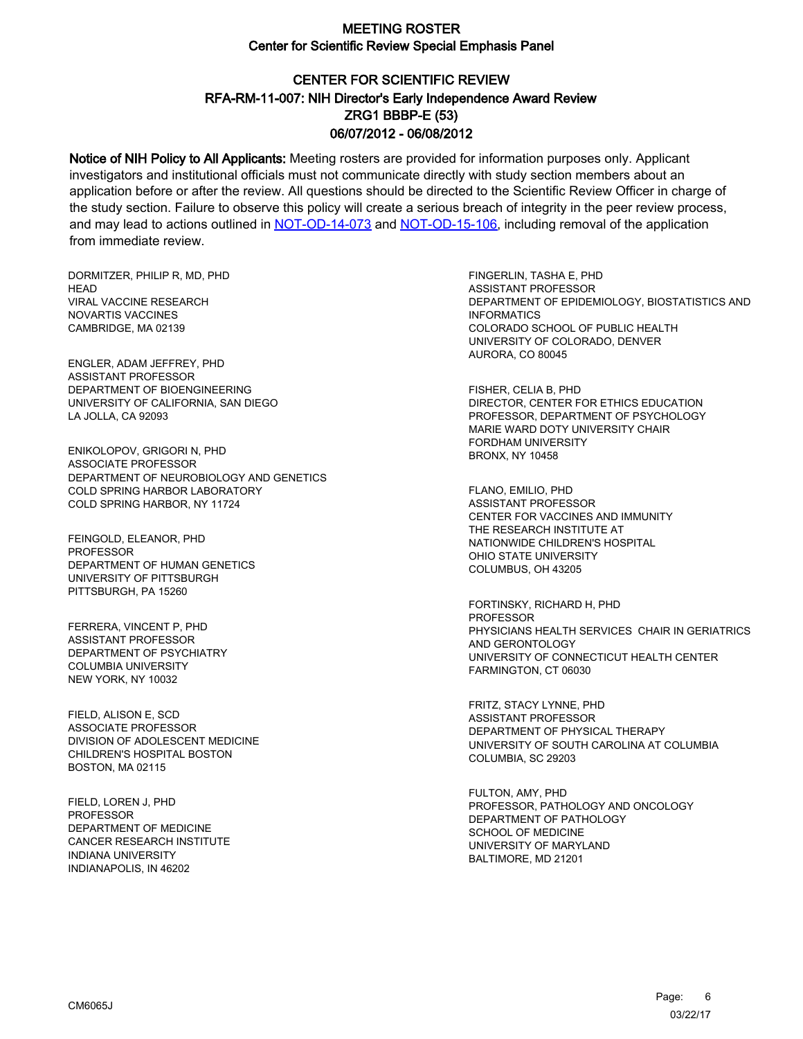# MEETING ROSTER
## Center for Scientific Review Special Emphasis Panel

## CENTER FOR SCIENTIFIC REVIEW
## RFA-RM-11-007: NIH Director's Early Independence Award Review
## ZRG1 BBBP-E (53)
## 06/07/2012 - 06/08/2012

**Notice of NIH Policy to All Applicants:** Meeting rosters are provided for information purposes only. Applicant investigators and institutional officials must not communicate directly with study section members about an application before or after the review. All questions should be directed to the Scientific Review Officer in charge of the study section. Failure to observe this policy will create a serious breach of integrity in the peer review process, and may lead to actions outlined in NOT-OD-14-073 and NOT-OD-15-106, including removal of the application from immediate review.

DORMITZER, PHILIP R, MD, PHD
HEAD
VIRAL VACCINE RESEARCH
NOVARTIS VACCINES
CAMBRIDGE, MA 02139

ENGLER, ADAM JEFFREY, PHD
ASSISTANT PROFESSOR
DEPARTMENT OF BIOENGINEERING
UNIVERSITY OF CALIFORNIA, SAN DIEGO
LA JOLLA, CA 92093

ENIKOLOPOV, GRIGORI N, PHD
ASSOCIATE PROFESSOR
DEPARTMENT OF NEUROBIOLOGY AND GENETICS
COLD SPRING HARBOR LABORATORY
COLD SPRING HARBOR, NY 11724

FEINGOLD, ELEANOR, PHD
PROFESSOR
DEPARTMENT OF HUMAN GENETICS
UNIVERSITY OF PITTSBURGH
PITTSBURGH, PA 15260

FERRERA, VINCENT P, PHD
ASSISTANT PROFESSOR
DEPARTMENT OF PSYCHIATRY
COLUMBIA UNIVERSITY
NEW YORK, NY 10032

FIELD, ALISON E, SCD
ASSOCIATE PROFESSOR
DIVISION OF ADOLESCENT MEDICINE
CHILDREN'S HOSPITAL BOSTON
BOSTON, MA 02115

FIELD, LOREN J, PHD
PROFESSOR
DEPARTMENT OF MEDICINE
CANCER RESEARCH INSTITUTE
INDIANA UNIVERSITY
INDIANAPOLIS, IN 46202

FINGERLIN, TASHA E, PHD
ASSISTANT PROFESSOR
DEPARTMENT OF EPIDEMIOLOGY, BIOSTATISTICS AND INFORMATICS
COLORADO SCHOOL OF PUBLIC HEALTH
UNIVERSITY OF COLORADO, DENVER
AURORA, CO 80045

FISHER, CELIA B, PHD
DIRECTOR, CENTER FOR ETHICS EDUCATION
PROFESSOR, DEPARTMENT OF PSYCHOLOGY
MARIE WARD DOTY UNIVERSITY CHAIR
FORDHAM UNIVERSITY
BRONX, NY 10458

FLANO, EMILIO, PHD
ASSISTANT PROFESSOR
CENTER FOR VACCINES AND IMMUNITY
THE RESEARCH INSTITUTE AT
NATIONWIDE CHILDREN'S HOSPITAL
OHIO STATE UNIVERSITY
COLUMBUS, OH 43205

FORTINSKY, RICHARD H, PHD
PROFESSOR
PHYSICIANS HEALTH SERVICES CHAIR IN GERIATRICS AND GERONTOLOGY
UNIVERSITY OF CONNECTICUT HEALTH CENTER
FARMINGTON, CT 06030

FRITZ, STACY LYNNE, PHD
ASSISTANT PROFESSOR
DEPARTMENT OF PHYSICAL THERAPY
UNIVERSITY OF SOUTH CAROLINA AT COLUMBIA
COLUMBIA, SC 29203

FULTON, AMY, PHD
PROFESSOR, PATHOLOGY AND ONCOLOGY
DEPARTMENT OF PATHOLOGY
SCHOOL OF MEDICINE
UNIVERSITY OF MARYLAND
BALTIMORE, MD 21201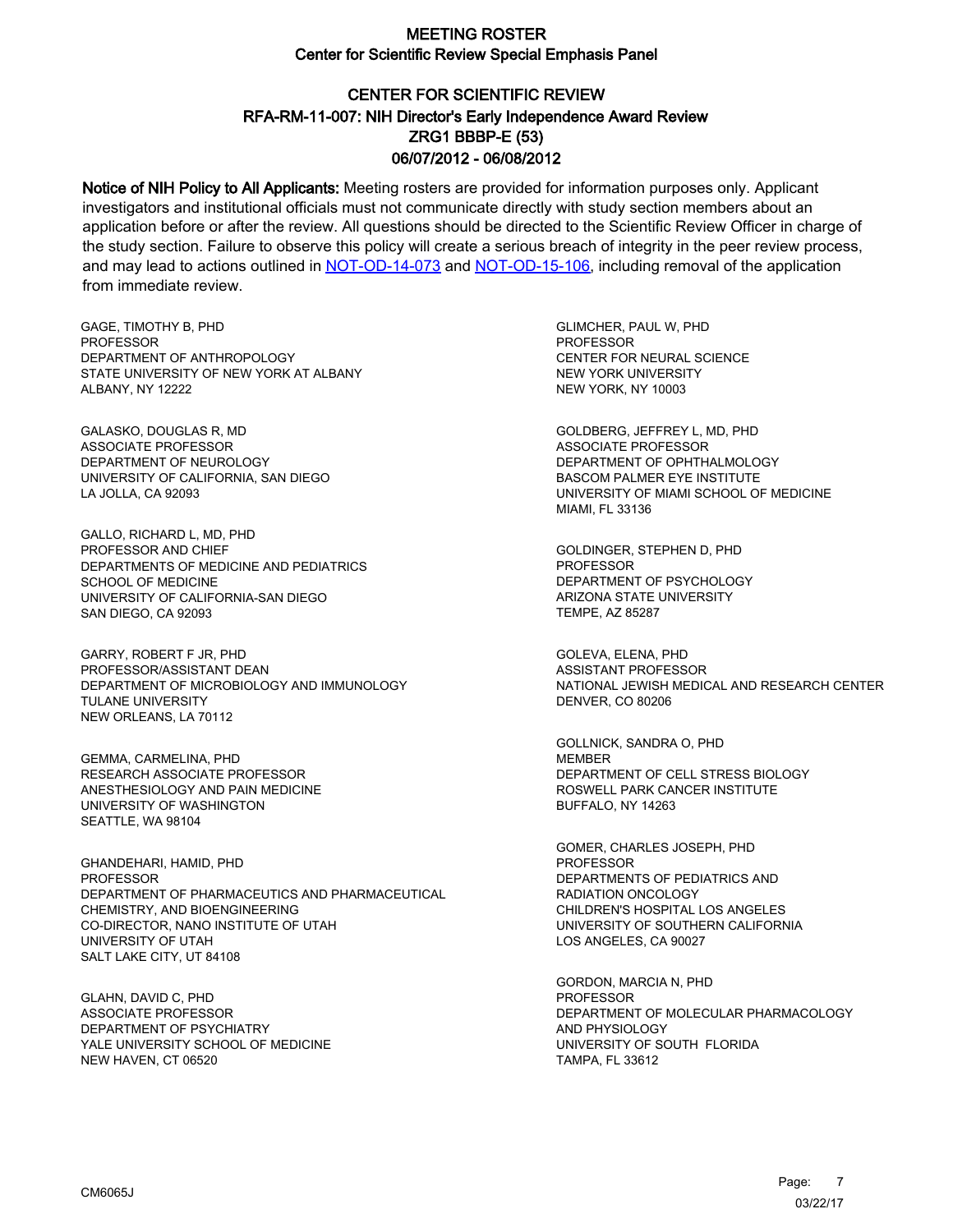# MEETING ROSTER

## Center for Scientific Review Special Emphasis Panel

## CENTER FOR SCIENTIFIC REVIEW
## RFA-RM-11-007: NIH Director's Early Independence Award Review
## ZRG1 BBBP-E (53)
## 06/07/2012 - 06/08/2012

**Notice of NIH Policy to All Applicants:** Meeting rosters are provided for information purposes only. Applicant investigators and institutional officials must not communicate directly with study section members about an application before or after the review. All questions should be directed to the Scientific Review Officer in charge of the study section. Failure to observe this policy will create a serious breach of integrity in the peer review process, and may lead to actions outlined in NOT-OD-14-073 and NOT-OD-15-106, including removal of the application from immediate review.

GAGE, TIMOTHY B, PHD
PROFESSOR
DEPARTMENT OF ANTHROPOLOGY
STATE UNIVERSITY OF NEW YORK AT ALBANY
ALBANY, NY 12222

GALASKO, DOUGLAS R, MD
ASSOCIATE PROFESSOR
DEPARTMENT OF NEUROLOGY
UNIVERSITY OF CALIFORNIA, SAN DIEGO
LA JOLLA, CA 92093

GALLO, RICHARD L, MD, PHD
PROFESSOR AND CHIEF
DEPARTMENTS OF MEDICINE AND PEDIATRICS
SCHOOL OF MEDICINE
UNIVERSITY OF CALIFORNIA-SAN DIEGO
SAN DIEGO, CA 92093

GARRY, ROBERT F JR, PHD
PROFESSOR/ASSISTANT DEAN
DEPARTMENT OF MICROBIOLOGY AND IMMUNOLOGY
TULANE UNIVERSITY
NEW ORLEANS, LA 70112

GEMMA, CARMELINA, PHD
RESEARCH ASSOCIATE PROFESSOR
ANESTHESIOLOGY AND PAIN MEDICINE
UNIVERSITY OF WASHINGTON
SEATTLE, WA 98104

GHANDEHARI, HAMID, PHD
PROFESSOR
DEPARTMENT OF PHARMACEUTICS AND PHARMACEUTICAL CHEMISTRY, AND BIOENGINEERING
CO-DIRECTOR, NANO INSTITUTE OF UTAH
UNIVERSITY OF UTAH
SALT LAKE CITY, UT 84108

GLAHN, DAVID C, PHD
ASSOCIATE PROFESSOR
DEPARTMENT OF PSYCHIATRY
YALE UNIVERSITY SCHOOL OF MEDICINE
NEW HAVEN, CT 06520

GLIMCHER, PAUL W, PHD
PROFESSOR
CENTER FOR NEURAL SCIENCE
NEW YORK UNIVERSITY
NEW YORK, NY 10003

GOLDBERG, JEFFREY L, MD, PHD
ASSOCIATE PROFESSOR
DEPARTMENT OF OPHTHALMOLOGY
BASCOM PALMER EYE INSTITUTE
UNIVERSITY OF MIAMI SCHOOL OF MEDICINE
MIAMI, FL 33136

GOLDINGER, STEPHEN D, PHD
PROFESSOR
DEPARTMENT OF PSYCHOLOGY
ARIZONA STATE UNIVERSITY
TEMPE, AZ 85287

GOLEVA, ELENA, PHD
ASSISTANT PROFESSOR
NATIONAL JEWISH MEDICAL AND RESEARCH CENTER
DENVER, CO 80206

GOLLNICK, SANDRA O, PHD
MEMBER
DEPARTMENT OF CELL STRESS BIOLOGY
ROSWELL PARK CANCER INSTITUTE
BUFFALO, NY 14263

GOMER, CHARLES JOSEPH, PHD
PROFESSOR
DEPARTMENTS OF PEDIATRICS AND RADIATION ONCOLOGY
CHILDREN'S HOSPITAL LOS ANGELES
UNIVERSITY OF SOUTHERN CALIFORNIA
LOS ANGELES, CA 90027

GORDON, MARCIA N, PHD
PROFESSOR
DEPARTMENT OF MOLECULAR PHARMACOLOGY AND PHYSIOLOGY
UNIVERSITY OF SOUTH FLORIDA
TAMPA, FL 33612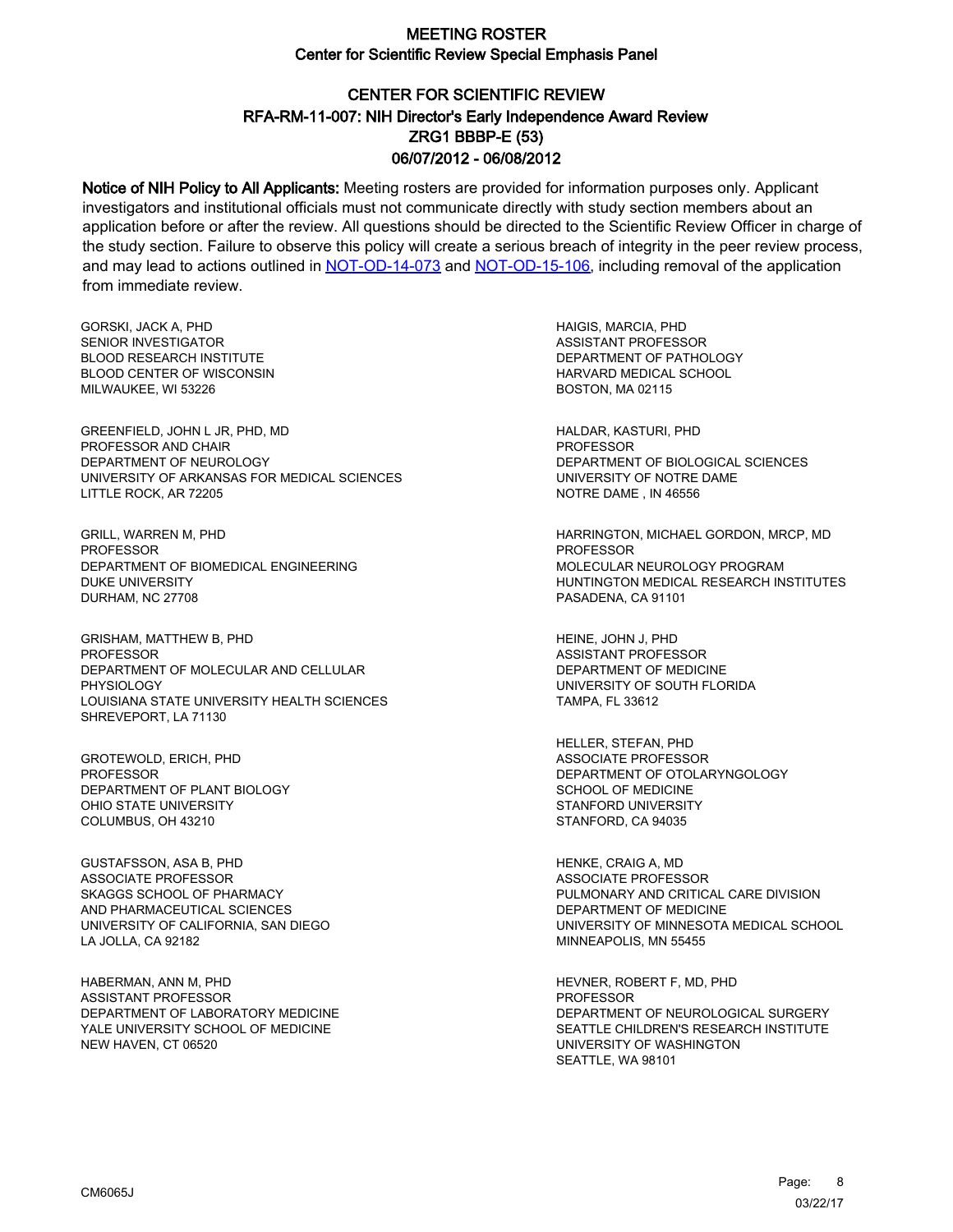# MEETING ROSTER
## Center for Scientific Review Special Emphasis Panel

## CENTER FOR SCIENTIFIC REVIEW
## RFA-RM-11-007: NIH Director's Early Independence Award Review
## ZRG1 BBBP-E (53)
## 06/07/2012 - 06/08/2012

**Notice of NIH Policy to All Applicants:** Meeting rosters are provided for information purposes only. Applicant investigators and institutional officials must not communicate directly with study section members about an application before or after the review. All questions should be directed to the Scientific Review Officer in charge of the study section. Failure to observe this policy will create a serious breach of integrity in the peer review process, and may lead to actions outlined in NOT-OD-14-073 and NOT-OD-15-106, including removal of the application from immediate review.

GORSKI, JACK A, PHD
SENIOR INVESTIGATOR
BLOOD RESEARCH INSTITUTE
BLOOD CENTER OF WISCONSIN
MILWAUKEE, WI 53226

GREENFIELD, JOHN L JR, PHD, MD
PROFESSOR AND CHAIR
DEPARTMENT OF NEUROLOGY
UNIVERSITY OF ARKANSAS FOR MEDICAL SCIENCES
LITTLE ROCK, AR 72205

GRILL, WARREN M, PHD
PROFESSOR
DEPARTMENT OF BIOMEDICAL ENGINEERING
DUKE UNIVERSITY
DURHAM, NC 27708

GRISHAM, MATTHEW B, PHD
PROFESSOR
DEPARTMENT OF MOLECULAR AND CELLULAR PHYSIOLOGY
LOUISIANA STATE UNIVERSITY HEALTH SCIENCES
SHREVEPORT, LA 71130

GROTEWOLD, ERICH, PHD
PROFESSOR
DEPARTMENT OF PLANT BIOLOGY
OHIO STATE UNIVERSITY
COLUMBUS, OH 43210

GUSTAFSSON, ASA B, PHD
ASSOCIATE PROFESSOR
SKAGGS SCHOOL OF PHARMACY
AND PHARMACEUTICAL SCIENCES
UNIVERSITY OF CALIFORNIA, SAN DIEGO
LA JOLLA, CA 92182

HABERMAN, ANN M, PHD
ASSISTANT PROFESSOR
DEPARTMENT OF LABORATORY MEDICINE
YALE UNIVERSITY SCHOOL OF MEDICINE
NEW HAVEN, CT 06520

HAIGIS, MARCIA, PHD
ASSISTANT PROFESSOR
DEPARTMENT OF PATHOLOGY
HARVARD MEDICAL SCHOOL
BOSTON, MA 02115

HALDAR, KASTURI, PHD
PROFESSOR
DEPARTMENT OF BIOLOGICAL SCIENCES
UNIVERSITY OF NOTRE DAME
NOTRE DAME , IN 46556

HARRINGTON, MICHAEL GORDON, MRCP, MD
PROFESSOR
MOLECULAR NEUROLOGY PROGRAM
HUNTINGTON MEDICAL RESEARCH INSTITUTES
PASADENA, CA 91101

HEINE, JOHN J, PHD
ASSISTANT PROFESSOR
DEPARTMENT OF MEDICINE
UNIVERSITY OF SOUTH FLORIDA
TAMPA, FL 33612

HELLER, STEFAN, PHD
ASSOCIATE PROFESSOR
DEPARTMENT OF OTOLARYNGOLOGY
SCHOOL OF MEDICINE
STANFORD UNIVERSITY
STANFORD, CA 94035

HENKE, CRAIG A, MD
ASSOCIATE PROFESSOR
PULMONARY AND CRITICAL CARE DIVISION
DEPARTMENT OF MEDICINE
UNIVERSITY OF MINNESOTA MEDICAL SCHOOL
MINNEAPOLIS, MN 55455

HEVNER, ROBERT F, MD, PHD
PROFESSOR
DEPARTMENT OF NEUROLOGICAL SURGERY
SEATTLE CHILDREN'S RESEARCH INSTITUTE
UNIVERSITY OF WASHINGTON
SEATTLE, WA 98101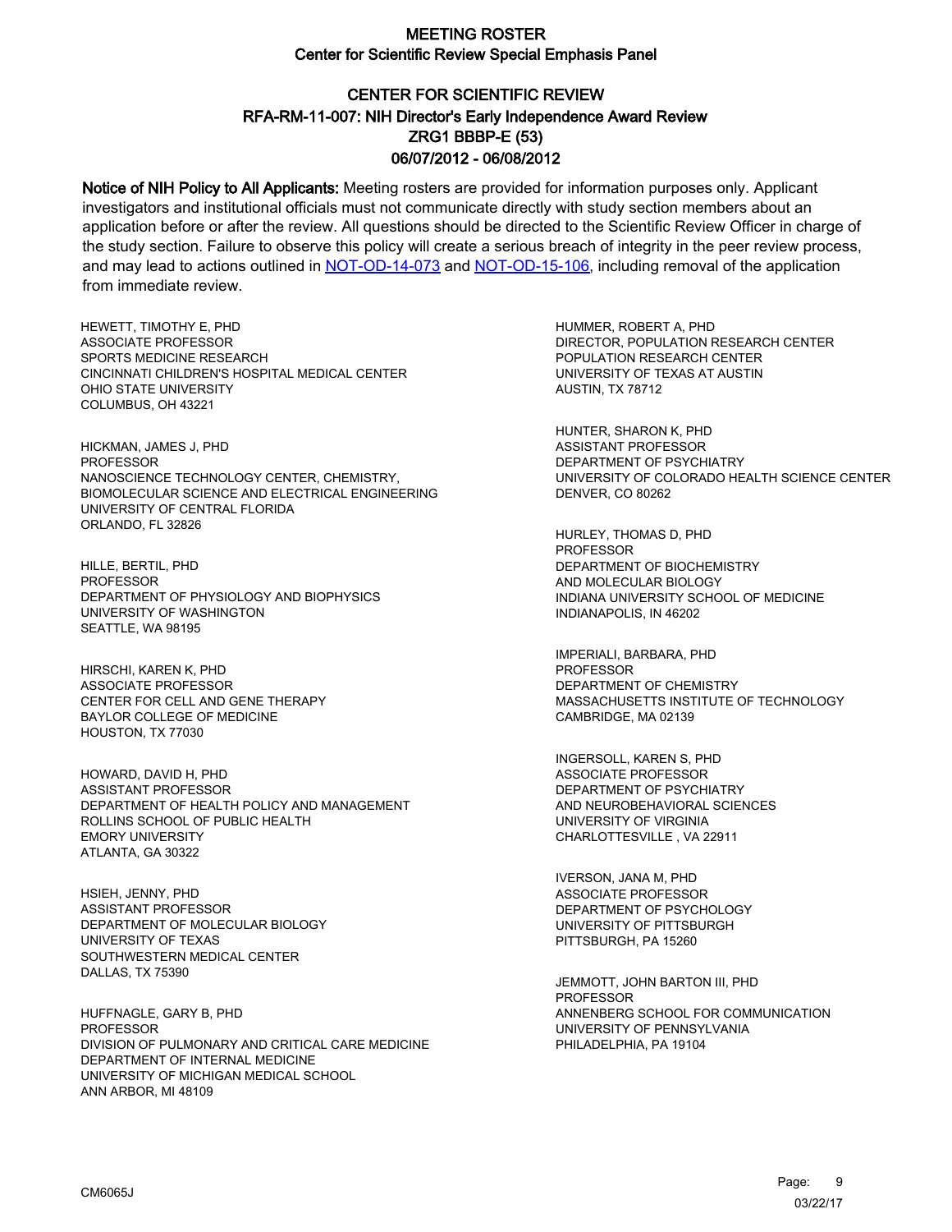# MEETING ROSTER
## Center for Scientific Review Special Emphasis Panel

## CENTER FOR SCIENTIFIC REVIEW
## RFA-RM-11-007: NIH Director's Early Independence Award Review
## ZRG1 BBBP-E (53)
## 06/07/2012 - 06/08/2012

**Notice of NIH Policy to All Applicants:** Meeting rosters are provided for information purposes only. Applicant investigators and institutional officials must not communicate directly with study section members about an application before or after the review. All questions should be directed to the Scientific Review Officer in charge of the study section. Failure to observe this policy will create a serious breach of integrity in the peer review process, and may lead to actions outlined in [NOT-OD-14-073] and [NOT-OD-15-106], including removal of the application from immediate review.

HEWETT, TIMOTHY E, PHD
ASSOCIATE PROFESSOR
SPORTS MEDICINE RESEARCH
CINCINNATI CHILDREN'S HOSPITAL MEDICAL CENTER
OHIO STATE UNIVERSITY
COLUMBUS, OH 43221

HICKMAN, JAMES J, PHD
PROFESSOR
NANOSCIENCE TECHNOLOGY CENTER, CHEMISTRY,
BIOMOLECULAR SCIENCE AND ELECTRICAL ENGINEERING
UNIVERSITY OF CENTRAL FLORIDA
ORLANDO, FL 32826

HILLE, BERTIL, PHD
PROFESSOR
DEPARTMENT OF PHYSIOLOGY AND BIOPHYSICS
UNIVERSITY OF WASHINGTON
SEATTLE, WA 98195

HIRSCHI, KAREN K, PHD
ASSOCIATE PROFESSOR
CENTER FOR CELL AND GENE THERAPY
BAYLOR COLLEGE OF MEDICINE
HOUSTON, TX 77030

HOWARD, DAVID H, PHD
ASSISTANT PROFESSOR
DEPARTMENT OF HEALTH POLICY AND MANAGEMENT
ROLLINS SCHOOL OF PUBLIC HEALTH
EMORY UNIVERSITY
ATLANTA, GA 30322

HSIEH, JENNY, PHD
ASSISTANT PROFESSOR
DEPARTMENT OF MOLECULAR BIOLOGY
UNIVERSITY OF TEXAS
SOUTHWESTERN MEDICAL CENTER
DALLAS, TX 75390

HUFFNAGLE, GARY B, PHD
PROFESSOR
DIVISION OF PULMONARY AND CRITICAL CARE MEDICINE
DEPARTMENT OF INTERNAL MEDICINE
UNIVERSITY OF MICHIGAN MEDICAL SCHOOL
ANN ARBOR, MI 48109

HUMMER, ROBERT A, PHD
DIRECTOR, POPULATION RESEARCH CENTER
POPULATION RESEARCH CENTER
UNIVERSITY OF TEXAS AT AUSTIN
AUSTIN, TX 78712

HUNTER, SHARON K, PHD
ASSISTANT PROFESSOR
DEPARTMENT OF PSYCHIATRY
UNIVERSITY OF COLORADO HEALTH SCIENCE CENTER
DENVER, CO 80262

HURLEY, THOMAS D, PHD
PROFESSOR
DEPARTMENT OF BIOCHEMISTRY
AND MOLECULAR BIOLOGY
INDIANA UNIVERSITY SCHOOL OF MEDICINE
INDIANAPOLIS, IN 46202

IMPERIALI, BARBARA, PHD
PROFESSOR
DEPARTMENT OF CHEMISTRY
MASSACHUSETTS INSTITUTE OF TECHNOLOGY
CAMBRIDGE, MA 02139

INGERSOLL, KAREN S, PHD
ASSOCIATE PROFESSOR
DEPARTMENT OF PSYCHIATRY
AND NEUROBEHAVIORAL SCIENCES
UNIVERSITY OF VIRGINIA
CHARLOTTESVILLE , VA 22911

IVERSON, JANA M, PHD
ASSOCIATE PROFESSOR
DEPARTMENT OF PSYCHOLOGY
UNIVERSITY OF PITTSBURGH
PITTSBURGH, PA 15260

JEMMOTT, JOHN BARTON III, PHD
PROFESSOR
ANNENBERG SCHOOL FOR COMMUNICATION
UNIVERSITY OF PENNSYLVANIA
PHILADELPHIA, PA 19104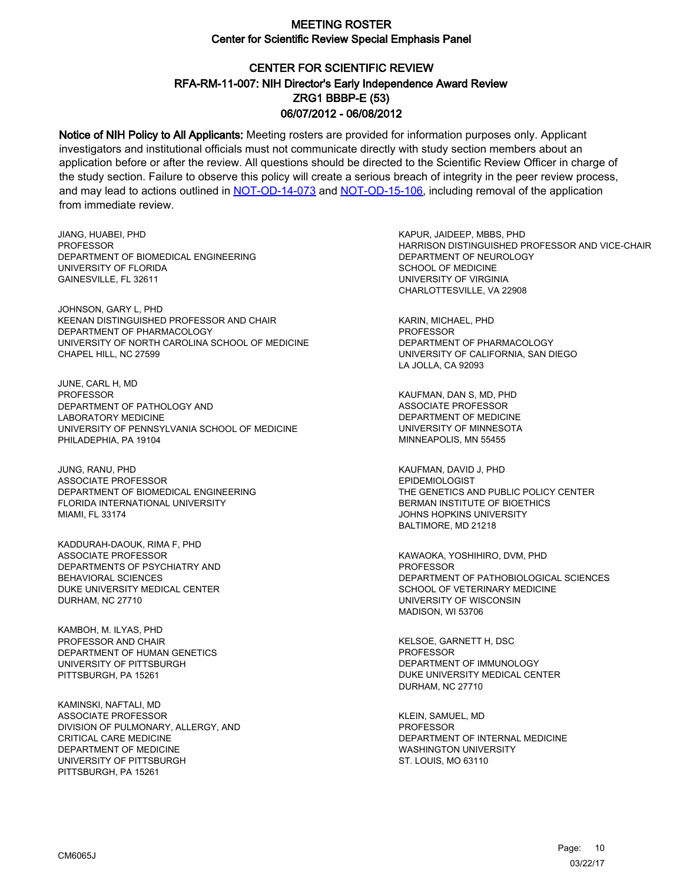# MEETING ROSTER

## Center for Scientific Review Special Emphasis Panel

### CENTER FOR SCIENTIFIC REVIEW
### RFA-RM-11-007: NIH Director's Early Independence Award Review
### ZRG1 BBBP-E (53)
### 06/07/2012 - 06/08/2012

**Notice of NIH Policy to All Applicants:** Meeting rosters are provided for information purposes only. Applicant investigators and institutional officials must not communicate directly with study section members about an application before or after the review. All questions should be directed to the Scientific Review Officer in charge of the study section. Failure to observe this policy will create a serious breach of integrity in the peer review process, and may lead to actions outlined in NOT-OD-14-073 and NOT-OD-15-106, including removal of the application from immediate review.

JIANG, HUABEI, PHD
PROFESSOR
DEPARTMENT OF BIOMEDICAL ENGINEERING
UNIVERSITY OF FLORIDA
GAINESVILLE, FL 32611

JOHNSON, GARY L, PHD
KEENAN DISTINGUISHED PROFESSOR AND CHAIR
DEPARTMENT OF PHARMACOLOGY
UNIVERSITY OF NORTH CAROLINA SCHOOL OF MEDICINE
CHAPEL HILL, NC 27599

JUNE, CARL H, MD
PROFESSOR
DEPARTMENT OF PATHOLOGY AND
LABORATORY MEDICINE
UNIVERSITY OF PENNSYLVANIA SCHOOL OF MEDICINE
PHILADEPHIA, PA 19104

JUNG, RANU, PHD
ASSOCIATE PROFESSOR
DEPARTMENT OF BIOMEDICAL ENGINEERING
FLORIDA INTERNATIONAL UNIVERSITY
MIAMI, FL 33174

KADDURAH-DAOUK, RIMA F, PHD
ASSOCIATE PROFESSOR
DEPARTMENTS OF PSYCHIATRY AND
BEHAVIORAL SCIENCES
DUKE UNIVERSITY MEDICAL CENTER
DURHAM, NC 27710

KAMBOH, M. ILYAS, PHD
PROFESSOR AND CHAIR
DEPARTMENT OF HUMAN GENETICS
UNIVERSITY OF PITTSBURGH
PITTSBURGH, PA 15261

KAMINSKI, NAFTALI, MD
ASSOCIATE PROFESSOR
DIVISION OF PULMONARY, ALLERGY, AND
CRITICAL CARE MEDICINE
DEPARTMENT OF MEDICINE
UNIVERSITY OF PITTSBURGH
PITTSBURGH, PA 15261

KAPUR, JAIDEEP, MBBS, PHD
HARRISON DISTINGUISHED PROFESSOR AND VICE-CHAIR
DEPARTMENT OF NEUROLOGY
SCHOOL OF MEDICINE
UNIVERSITY OF VIRGINIA
CHARLOTTESVILLE, VA 22908

KARIN, MICHAEL, PHD
PROFESSOR
DEPARTMENT OF PHARMACOLOGY
UNIVERSITY OF CALIFORNIA, SAN DIEGO
LA JOLLA, CA 92093

KAUFMAN, DAN S, MD, PHD
ASSOCIATE PROFESSOR
DEPARTMENT OF MEDICINE
UNIVERSITY OF MINNESOTA
MINNEAPOLIS, MN 55455

KAUFMAN, DAVID J, PHD
EPIDEMIOLOGIST
THE GENETICS AND PUBLIC POLICY CENTER
BERMAN INSTITUTE OF BIOETHICS
JOHNS HOPKINS UNIVERSITY
BALTIMORE, MD 21218

KAWAOKA, YOSHIHIRO, DVM, PHD
PROFESSOR
DEPARTMENT OF PATHOBIOLOGICAL SCIENCES
SCHOOL OF VETERINARY MEDICINE
UNIVERSITY OF WISCONSIN
MADISON, WI 53706

KELSOE, GARNETT H, DSC
PROFESSOR
DEPARTMENT OF IMMUNOLOGY
DUKE UNIVERSITY MEDICAL CENTER
DURHAM, NC 27710

KLEIN, SAMUEL, MD
PROFESSOR
DEPARTMENT OF INTERNAL MEDICINE
WASHINGTON UNIVERSITY
ST. LOUIS, MO 63110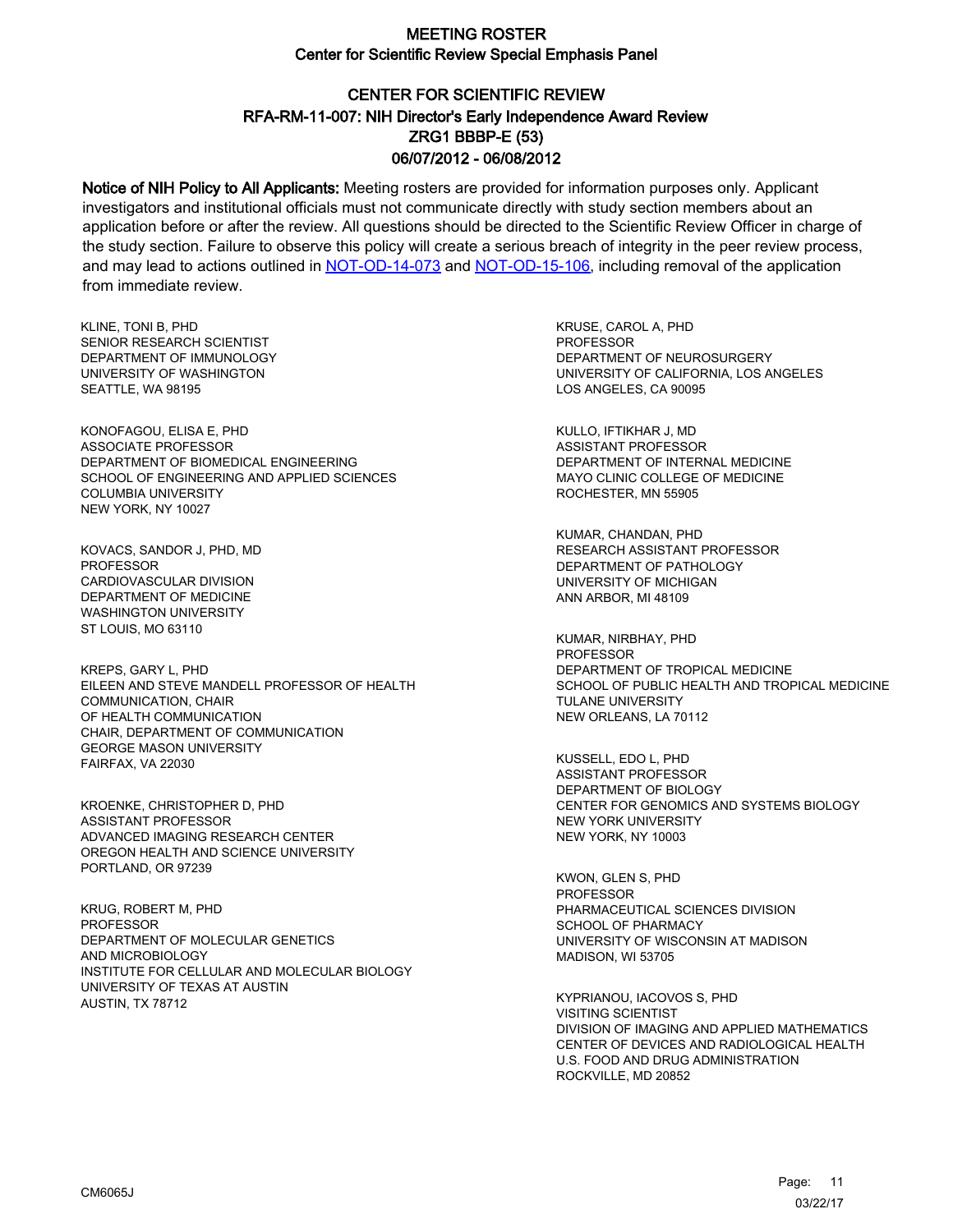# MEETING ROSTER

## Center for Scientific Review Special Emphasis Panel

### CENTER FOR SCIENTIFIC REVIEW
### RFA-RM-11-007: NIH Director's Early Independence Award Review
### ZRG1 BBBP-E (53)
### 06/07/2012 - 06/08/2012

**Notice of NIH Policy to All Applicants:** Meeting rosters are provided for information purposes only. Applicant investigators and institutional officials must not communicate directly with study section members about an application before or after the review. All questions should be directed to the Scientific Review Officer in charge of the study section. Failure to observe this policy will create a serious breach of integrity in the peer review process, and may lead to actions outlined in NOT-OD-14-073 and NOT-OD-15-106, including removal of the application from immediate review.

KLINE, TONI B, PHD
SENIOR RESEARCH SCIENTIST
DEPARTMENT OF IMMUNOLOGY
UNIVERSITY OF WASHINGTON
SEATTLE, WA 98195

KONOFAGOU, ELISA E, PHD
ASSOCIATE PROFESSOR
DEPARTMENT OF BIOMEDICAL ENGINEERING
SCHOOL OF ENGINEERING AND APPLIED SCIENCES
COLUMBIA UNIVERSITY
NEW YORK, NY 10027

KOVACS, SANDOR J, PHD, MD
PROFESSOR
CARDIOVASCULAR DIVISION
DEPARTMENT OF MEDICINE
WASHINGTON UNIVERSITY
ST LOUIS, MO 63110

KREPS, GARY L, PHD
EILEEN AND STEVE MANDELL PROFESSOR OF HEALTH COMMUNICATION, CHAIR
OF HEALTH COMMUNICATION
CHAIR, DEPARTMENT OF COMMUNICATION
GEORGE MASON UNIVERSITY
FAIRFAX, VA 22030

KROENKE, CHRISTOPHER D, PHD
ASSISTANT PROFESSOR
ADVANCED IMAGING RESEARCH CENTER
OREGON HEALTH AND SCIENCE UNIVERSITY
PORTLAND, OR 97239

KRUG, ROBERT M, PHD
PROFESSOR
DEPARTMENT OF MOLECULAR GENETICS
AND MICROBIOLOGY
INSTITUTE FOR CELLULAR AND MOLECULAR BIOLOGY
UNIVERSITY OF TEXAS AT AUSTIN
AUSTIN, TX 78712

KRUSE, CAROL A, PHD
PROFESSOR
DEPARTMENT OF NEUROSURGERY
UNIVERSITY OF CALIFORNIA, LOS ANGELES
LOS ANGELES, CA 90095

KULLO, IFTIKHAR J, MD
ASSISTANT PROFESSOR
DEPARTMENT OF INTERNAL MEDICINE
MAYO CLINIC COLLEGE OF MEDICINE
ROCHESTER, MN 55905

KUMAR, CHANDAN, PHD
RESEARCH ASSISTANT PROFESSOR
DEPARTMENT OF PATHOLOGY
UNIVERSITY OF MICHIGAN
ANN ARBOR, MI 48109

KUMAR, NIRBHAY, PHD
PROFESSOR
DEPARTMENT OF TROPICAL MEDICINE
SCHOOL OF PUBLIC HEALTH AND TROPICAL MEDICINE
TULANE UNIVERSITY
NEW ORLEANS, LA 70112

KUSSELL, EDO L, PHD
ASSISTANT PROFESSOR
DEPARTMENT OF BIOLOGY
CENTER FOR GENOMICS AND SYSTEMS BIOLOGY
NEW YORK UNIVERSITY
NEW YORK, NY 10003

KWON, GLEN S, PHD
PROFESSOR
PHARMACEUTICAL SCIENCES DIVISION
SCHOOL OF PHARMACY
UNIVERSITY OF WISCONSIN AT MADISON
MADISON, WI 53705

KYPRIANOU, IACOVOS S, PHD
VISITING SCIENTIST
DIVISION OF IMAGING AND APPLIED MATHEMATICS
CENTER OF DEVICES AND RADIOLOGICAL HEALTH
U.S. FOOD AND DRUG ADMINISTRATION
ROCKVILLE, MD 20852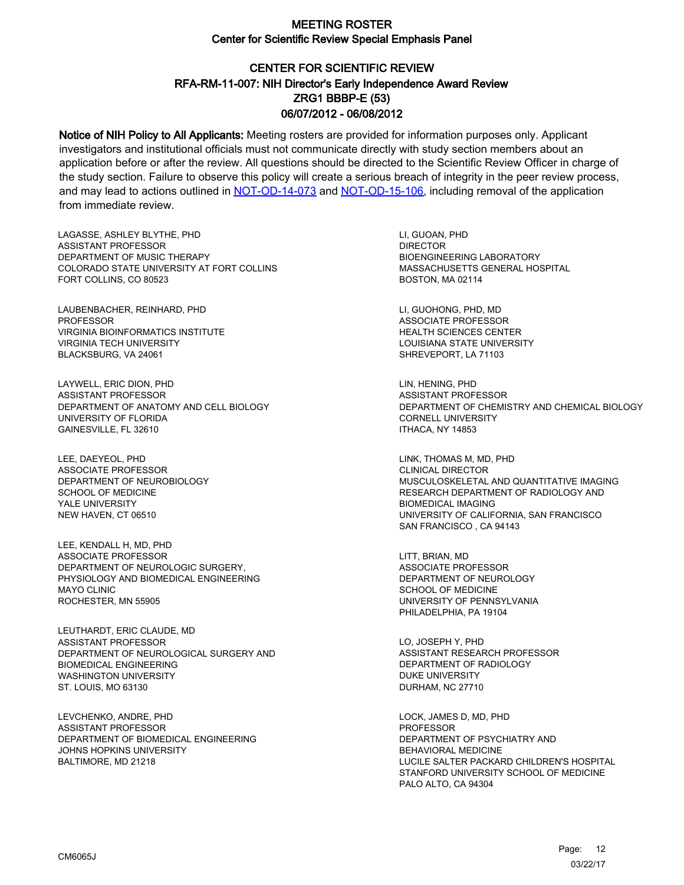# MEETING ROSTER

## Center for Scientific Review Special Emphasis Panel

### CENTER FOR SCIENTIFIC REVIEW
### RFA-RM-11-007: NIH Director's Early Independence Award Review
### ZRG1 BBBP-E (53)
### 06/07/2012 - 06/08/2012

**Notice of NIH Policy to All Applicants:** Meeting rosters are provided for information purposes only. Applicant investigators and institutional officials must not communicate directly with study section members about an application before or after the review. All questions should be directed to the Scientific Review Officer in charge of the study section. Failure to observe this policy will create a serious breach of integrity in the peer review process, and may lead to actions outlined in NOT-OD-14-073 and NOT-OD-15-106, including removal of the application from immediate review.

LAGASSE, ASHLEY BLYTHE, PHD
ASSISTANT PROFESSOR
DEPARTMENT OF MUSIC THERAPY
COLORADO STATE UNIVERSITY AT FORT COLLINS
FORT COLLINS, CO 80523

LAUBENBACHER, REINHARD, PHD
PROFESSOR
VIRGINIA BIOINFORMATICS INSTITUTE
VIRGINIA TECH UNIVERSITY
BLACKSBURG, VA 24061

LAYWELL, ERIC DION, PHD
ASSISTANT PROFESSOR
DEPARTMENT OF ANATOMY AND CELL BIOLOGY
UNIVERSITY OF FLORIDA
GAINESVILLE, FL 32610

LEE, DAEYEOL, PHD
ASSOCIATE PROFESSOR
DEPARTMENT OF NEUROBIOLOGY
SCHOOL OF MEDICINE
YALE UNIVERSITY
NEW HAVEN, CT 06510

LEE, KENDALL H, MD, PHD
ASSOCIATE PROFESSOR
DEPARTMENT OF NEUROLOGIC SURGERY,
PHYSIOLOGY AND BIOMEDICAL ENGINEERING
MAYO CLINIC
ROCHESTER, MN 55905

LEUTHARDT, ERIC CLAUDE, MD
ASSISTANT PROFESSOR
DEPARTMENT OF NEUROLOGICAL SURGERY AND
BIOMEDICAL ENGINEERING
WASHINGTON UNIVERSITY
ST. LOUIS, MO 63130

LEVCHENKO, ANDRE, PHD
ASSISTANT PROFESSOR
DEPARTMENT OF BIOMEDICAL ENGINEERING
JOHNS HOPKINS UNIVERSITY
BALTIMORE, MD 21218

LI, GUOAN, PHD
DIRECTOR
BIOENGINEERING LABORATORY
MASSACHUSETTS GENERAL HOSPITAL
BOSTON, MA 02114

LI, GUOHONG, PHD, MD
ASSOCIATE PROFESSOR
HEALTH SCIENCES CENTER
LOUISIANA STATE UNIVERSITY
SHREVEPORT, LA 71103

LIN, HENING, PHD
ASSISTANT PROFESSOR
DEPARTMENT OF CHEMISTRY AND CHEMICAL BIOLOGY
CORNELL UNIVERSITY
ITHACA, NY 14853

LINK, THOMAS M, MD, PHD
CLINICAL DIRECTOR
MUSCULOSKELETAL AND QUANTITATIVE IMAGING
RESEARCH DEPARTMENT OF RADIOLOGY AND
BIOMEDICAL IMAGING
UNIVERSITY OF CALIFORNIA, SAN FRANCISCO
SAN FRANCISCO , CA 94143

LITT, BRIAN, MD
ASSOCIATE PROFESSOR
DEPARTMENT OF NEUROLOGY
SCHOOL OF MEDICINE
UNIVERSITY OF PENNSYLVANIA
PHILADELPHIA, PA 19104

LO, JOSEPH Y, PHD
ASSISTANT RESEARCH PROFESSOR
DEPARTMENT OF RADIOLOGY
DUKE UNIVERSITY
DURHAM, NC 27710

LOCK, JAMES D, MD, PHD
PROFESSOR
DEPARTMENT OF PSYCHIATRY AND
BEHAVIORAL MEDICINE
LUCILE SALTER PACKARD CHILDREN'S HOSPITAL
STANFORD UNIVERSITY SCHOOL OF MEDICINE
PALO ALTO, CA 94304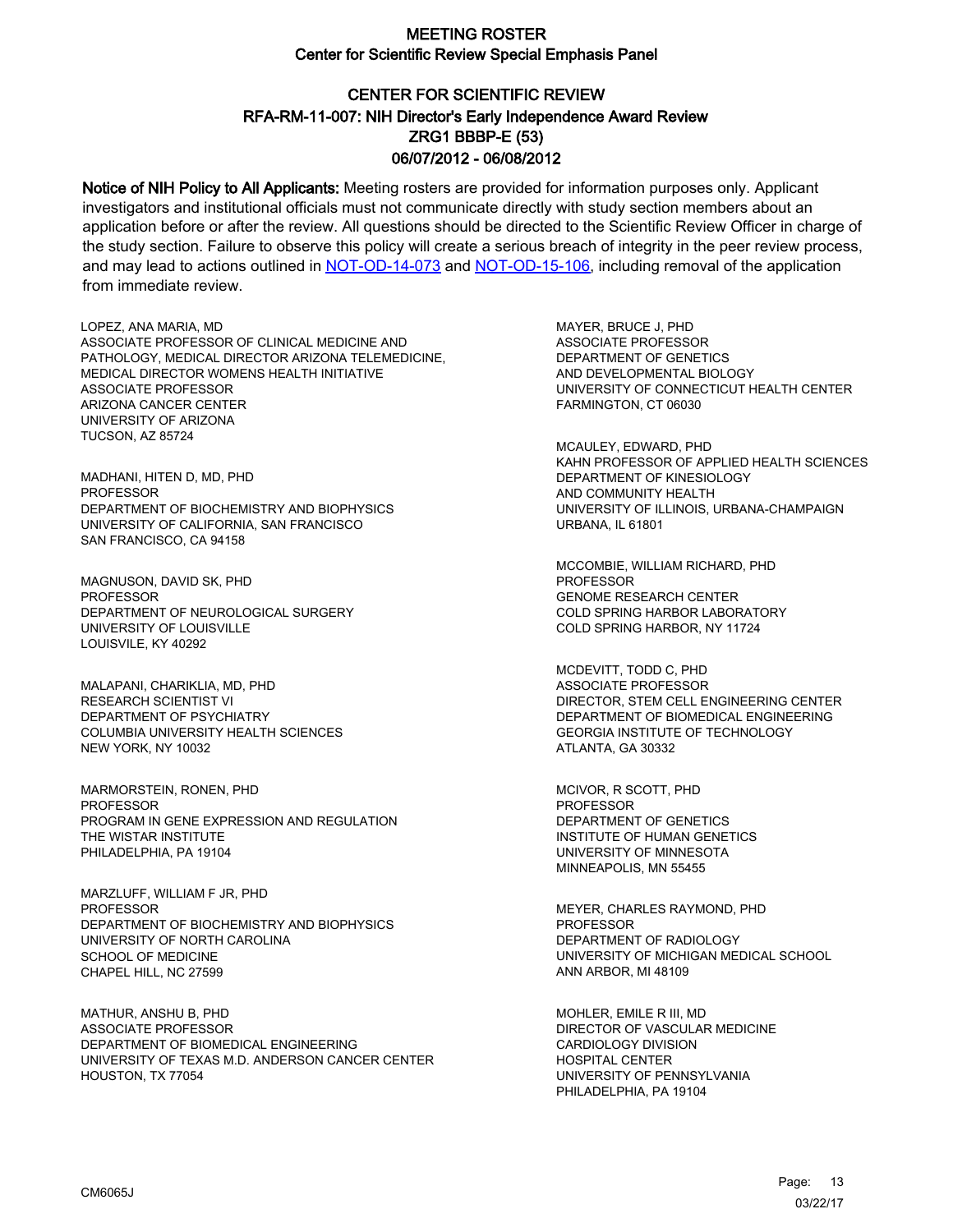# MEETING ROSTER
## Center for Scientific Review Special Emphasis Panel

## CENTER FOR SCIENTIFIC REVIEW
## RFA-RM-11-007: NIH Director's Early Independence Award Review
## ZRG1 BBBP-E (53)
## 06/07/2012 - 06/08/2012

**Notice of NIH Policy to All Applicants:** Meeting rosters are provided for information purposes only. Applicant investigators and institutional officials must not communicate directly with study section members about an application before or after the review. All questions should be directed to the Scientific Review Officer in charge of the study section. Failure to observe this policy will create a serious breach of integrity in the peer review process, and may lead to actions outlined in NOT-OD-14-073 and NOT-OD-15-106, including removal of the application from immediate review.

LOPEZ, ANA MARIA, MD
ASSOCIATE PROFESSOR OF CLINICAL MEDICINE AND PATHOLOGY, MEDICAL DIRECTOR ARIZONA TELEMEDICINE, MEDICAL DIRECTOR WOMENS HEALTH INITIATIVE
ASSOCIATE PROFESSOR
ARIZONA CANCER CENTER
UNIVERSITY OF ARIZONA
TUCSON, AZ 85724

MADHANI, HITEN D, MD, PHD
PROFESSOR
DEPARTMENT OF BIOCHEMISTRY AND BIOPHYSICS
UNIVERSITY OF CALIFORNIA, SAN FRANCISCO
SAN FRANCISCO, CA 94158

MAGNUSON, DAVID SK, PHD
PROFESSOR
DEPARTMENT OF NEUROLOGICAL SURGERY
UNIVERSITY OF LOUISVILLE
LOUISVILE, KY 40292

MALAPANI, CHARIKLIA, MD, PHD
RESEARCH SCIENTIST VI
DEPARTMENT OF PSYCHIATRY
COLUMBIA UNIVERSITY HEALTH SCIENCES
NEW YORK, NY 10032

MARMORSTEIN, RONEN, PHD
PROFESSOR
PROGRAM IN GENE EXPRESSION AND REGULATION
THE WISTAR INSTITUTE
PHILADELPHIA, PA 19104

MARZLUFF, WILLIAM F JR, PHD
PROFESSOR
DEPARTMENT OF BIOCHEMISTRY AND BIOPHYSICS
UNIVERSITY OF NORTH CAROLINA
SCHOOL OF MEDICINE
CHAPEL HILL, NC 27599

MATHUR, ANSHU B, PHD
ASSOCIATE PROFESSOR
DEPARTMENT OF BIOMEDICAL ENGINEERING
UNIVERSITY OF TEXAS M.D. ANDERSON CANCER CENTER
HOUSTON, TX 77054

MAYER, BRUCE J, PHD
ASSOCIATE PROFESSOR
DEPARTMENT OF GENETICS
AND DEVELOPMENTAL BIOLOGY
UNIVERSITY OF CONNECTICUT HEALTH CENTER
FARMINGTON, CT 06030

MCAULEY, EDWARD, PHD
KAHN PROFESSOR OF APPLIED HEALTH SCIENCES
DEPARTMENT OF KINESIOLOGY
AND COMMUNITY HEALTH
UNIVERSITY OF ILLINOIS, URBANA-CHAMPAIGN
URBANA, IL 61801

MCCOMBIE, WILLIAM RICHARD, PHD
PROFESSOR
GENOME RESEARCH CENTER
COLD SPRING HARBOR LABORATORY
COLD SPRING HARBOR, NY 11724

MCDEVITT, TODD C, PHD
ASSOCIATE PROFESSOR
DIRECTOR, STEM CELL ENGINEERING CENTER
DEPARTMENT OF BIOMEDICAL ENGINEERING
GEORGIA INSTITUTE OF TECHNOLOGY
ATLANTA, GA 30332

MCIVOR, R SCOTT, PHD
PROFESSOR
DEPARTMENT OF GENETICS
INSTITUTE OF HUMAN GENETICS
UNIVERSITY OF MINNESOTA
MINNEAPOLIS, MN 55455

MEYER, CHARLES RAYMOND, PHD
PROFESSOR
DEPARTMENT OF RADIOLOGY
UNIVERSITY OF MICHIGAN MEDICAL SCHOOL
ANN ARBOR, MI 48109

MOHLER, EMILE R III, MD
DIRECTOR OF VASCULAR MEDICINE
CARDIOLOGY DIVISION
HOSPITAL CENTER
UNIVERSITY OF PENNSYLVANIA
PHILADELPHIA, PA 19104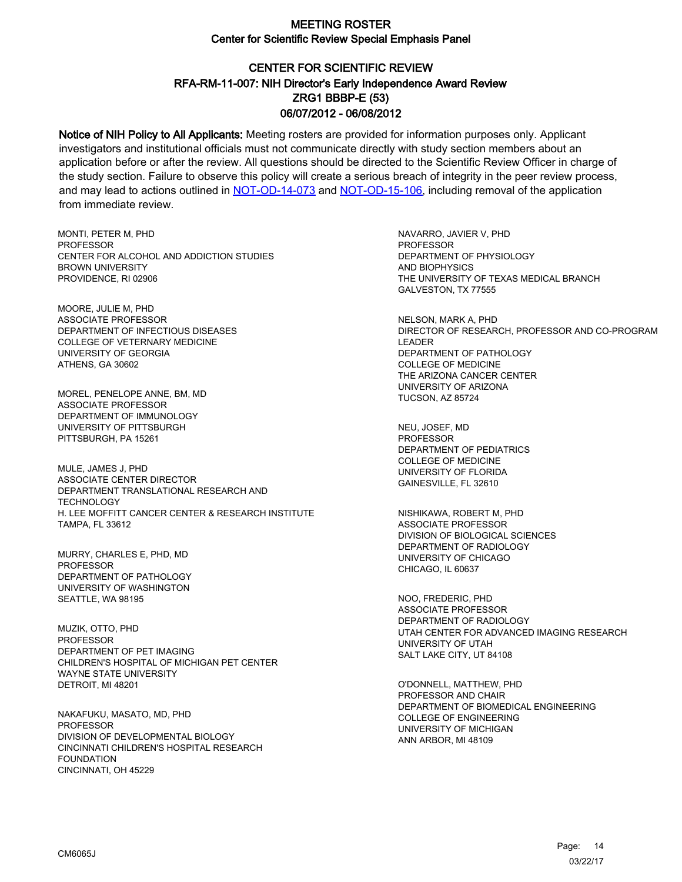# MEETING ROSTER

## Center for Scientific Review Special Emphasis Panel

## CENTER FOR SCIENTIFIC REVIEW
## RFA-RM-11-007: NIH Director's Early Independence Award Review
## ZRG1 BBBP-E (53)
## 06/07/2012 - 06/08/2012

**Notice of NIH Policy to All Applicants:** Meeting rosters are provided for information purposes only. Applicant investigators and institutional officials must not communicate directly with study section members about an application before or after the review. All questions should be directed to the Scientific Review Officer in charge of the study section. Failure to observe this policy will create a serious breach of integrity in the peer review process, and may lead to actions outlined in NOT-OD-14-073 and NOT-OD-15-106, including removal of the application from immediate review.

MONTI, PETER M, PHD
PROFESSOR
CENTER FOR ALCOHOL AND ADDICTION STUDIES
BROWN UNIVERSITY
PROVIDENCE, RI 02906

MOORE, JULIE M, PHD
ASSOCIATE PROFESSOR
DEPARTMENT OF INFECTIOUS DISEASES
COLLEGE OF VETERNARY MEDICINE
UNIVERSITY OF GEORGIA
ATHENS, GA 30602

MOREL, PENELOPE ANNE, BM, MD
ASSOCIATE PROFESSOR
DEPARTMENT OF IMMUNOLOGY
UNIVERSITY OF PITTSBURGH
PITTSBURGH, PA 15261

MULE, JAMES J, PHD
ASSOCIATE CENTER DIRECTOR
DEPARTMENT TRANSLATIONAL RESEARCH AND TECHNOLOGY
H. LEE MOFFITT CANCER CENTER & RESEARCH INSTITUTE
TAMPA, FL 33612

MURRY, CHARLES E, PHD, MD
PROFESSOR
DEPARTMENT OF PATHOLOGY
UNIVERSITY OF WASHINGTON
SEATTLE, WA 98195

MUZIK, OTTO, PHD
PROFESSOR
DEPARTMENT OF PET IMAGING
CHILDREN'S HOSPITAL OF MICHIGAN PET CENTER
WAYNE STATE UNIVERSITY
DETROIT, MI 48201

NAKAFUKU, MASATO, MD, PHD
PROFESSOR
DIVISION OF DEVELOPMENTAL BIOLOGY
CINCINNATI CHILDREN'S HOSPITAL RESEARCH FOUNDATION
CINCINNATI, OH 45229

NAVARRO, JAVIER V, PHD
PROFESSOR
DEPARTMENT OF PHYSIOLOGY AND BIOPHYSICS
THE UNIVERSITY OF TEXAS MEDICAL BRANCH
GALVESTON, TX 77555

NELSON, MARK A, PHD
DIRECTOR OF RESEARCH, PROFESSOR AND CO-PROGRAM LEADER
DEPARTMENT OF PATHOLOGY
COLLEGE OF MEDICINE
THE ARIZONA CANCER CENTER
UNIVERSITY OF ARIZONA
TUCSON, AZ 85724

NEU, JOSEF, MD
PROFESSOR
DEPARTMENT OF PEDIATRICS
COLLEGE OF MEDICINE
UNIVERSITY OF FLORIDA
GAINESVILLE, FL 32610

NISHIKAWA, ROBERT M, PHD
ASSOCIATE PROFESSOR
DIVISION OF BIOLOGICAL SCIENCES
DEPARTMENT OF RADIOLOGY
UNIVERSITY OF CHICAGO
CHICAGO, IL 60637

NOO, FREDERIC, PHD
ASSOCIATE PROFESSOR
DEPARTMENT OF RADIOLOGY
UTAH CENTER FOR ADVANCED IMAGING RESEARCH
UNIVERSITY OF UTAH
SALT LAKE CITY, UT 84108

O'DONNELL, MATTHEW, PHD
PROFESSOR AND CHAIR
DEPARTMENT OF BIOMEDICAL ENGINEERING
COLLEGE OF ENGINEERING
UNIVERSITY OF MICHIGAN
ANN ARBOR, MI 48109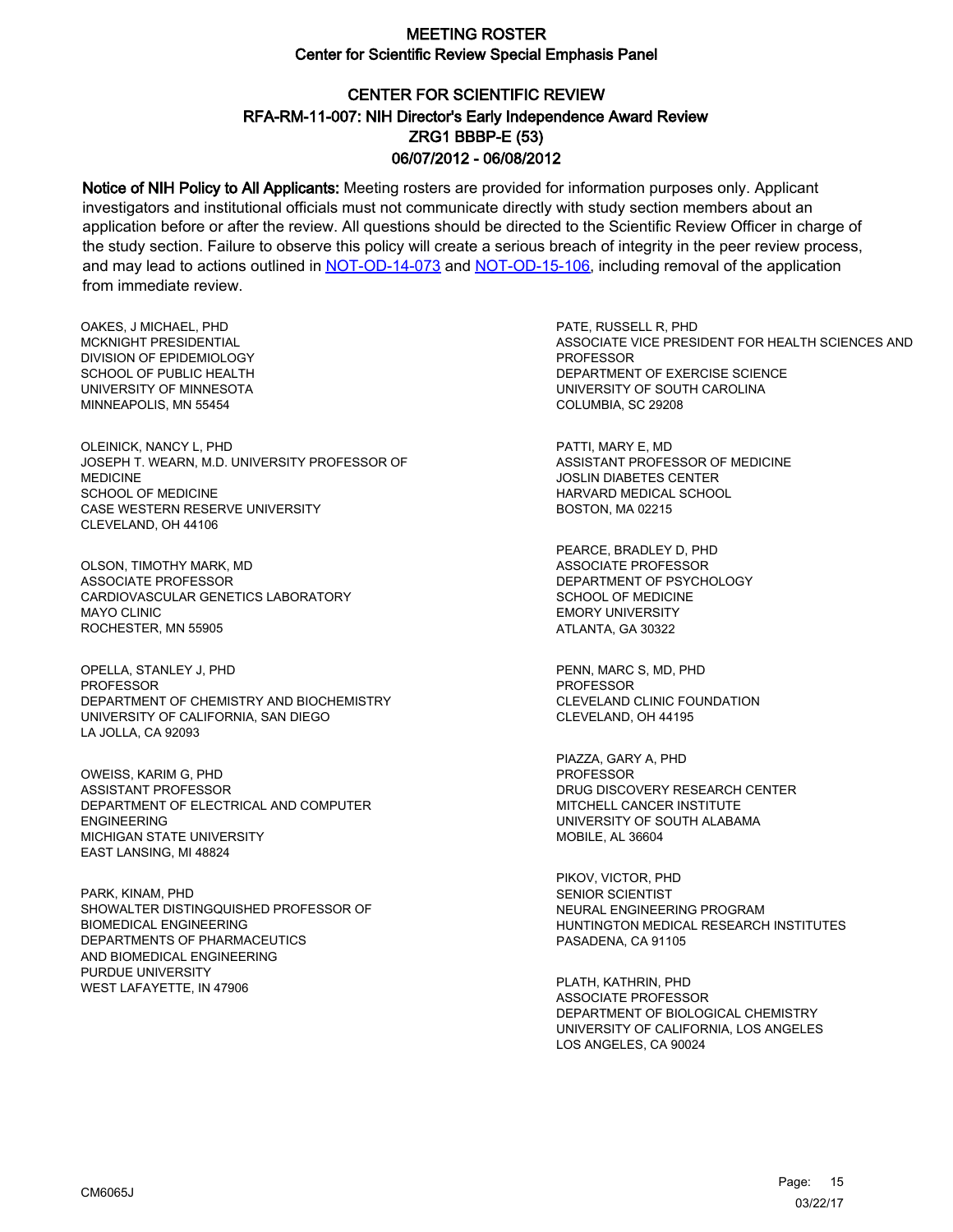# MEETING ROSTER

## Center for Scientific Review Special Emphasis Panel

## CENTER FOR SCIENTIFIC REVIEW
## RFA-RM-11-007: NIH Director's Early Independence Award Review
## ZRG1 BBBP-E (53)
## 06/07/2012 - 06/08/2012

**Notice of NIH Policy to All Applicants:** Meeting rosters are provided for information purposes only. Applicant investigators and institutional officials must not communicate directly with study section members about an application before or after the review. All questions should be directed to the Scientific Review Officer in charge of the study section. Failure to observe this policy will create a serious breach of integrity in the peer review process, and may lead to actions outlined in NOT-OD-14-073 and NOT-OD-15-106, including removal of the application from immediate review.

OAKES, J MICHAEL, PHD
MCKNIGHT PRESIDENTIAL
DIVISION OF EPIDEMIOLOGY
SCHOOL OF PUBLIC HEALTH
UNIVERSITY OF MINNESOTA
MINNEAPOLIS, MN 55454

OLEINICK, NANCY L, PHD
JOSEPH T. WEARN, M.D. UNIVERSITY PROFESSOR OF MEDICINE
SCHOOL OF MEDICINE
CASE WESTERN RESERVE UNIVERSITY
CLEVELAND, OH 44106

OLSON, TIMOTHY MARK, MD
ASSOCIATE PROFESSOR
CARDIOVASCULAR GENETICS LABORATORY
MAYO CLINIC
ROCHESTER, MN 55905

OPELLA, STANLEY J, PHD
PROFESSOR
DEPARTMENT OF CHEMISTRY AND BIOCHEMISTRY
UNIVERSITY OF CALIFORNIA, SAN DIEGO
LA JOLLA, CA 92093

OWEISS, KARIM G, PHD
ASSISTANT PROFESSOR
DEPARTMENT OF ELECTRICAL AND COMPUTER ENGINEERING
MICHIGAN STATE UNIVERSITY
EAST LANSING, MI 48824

PARK, KINAM, PHD
SHOWALTER DISTINGQUISHED PROFESSOR OF BIOMEDICAL ENGINEERING
DEPARTMENTS OF PHARMACEUTICS AND BIOMEDICAL ENGINEERING
PURDUE UNIVERSITY
WEST LAFAYETTE, IN 47906

PATE, RUSSELL R, PHD
ASSOCIATE VICE PRESIDENT FOR HEALTH SCIENCES AND PROFESSOR
DEPARTMENT OF EXERCISE SCIENCE
UNIVERSITY OF SOUTH CAROLINA
COLUMBIA, SC 29208

PATTI, MARY E, MD
ASSISTANT PROFESSOR OF MEDICINE
JOSLIN DIABETES CENTER
HARVARD MEDICAL SCHOOL
BOSTON, MA 02215

PEARCE, BRADLEY D, PHD
ASSOCIATE PROFESSOR
DEPARTMENT OF PSYCHOLOGY
SCHOOL OF MEDICINE
EMORY UNIVERSITY
ATLANTA, GA 30322

PENN, MARC S, MD, PHD
PROFESSOR
CLEVELAND CLINIC FOUNDATION
CLEVELAND, OH 44195

PIAZZA, GARY A, PHD
PROFESSOR
DRUG DISCOVERY RESEARCH CENTER
MITCHELL CANCER INSTITUTE
UNIVERSITY OF SOUTH ALABAMA
MOBILE, AL 36604

PIKOV, VICTOR, PHD
SENIOR SCIENTIST
NEURAL ENGINEERING PROGRAM
HUNTINGTON MEDICAL RESEARCH INSTITUTES
PASADENA, CA 91105

PLATH, KATHRIN, PHD
ASSOCIATE PROFESSOR
DEPARTMENT OF BIOLOGICAL CHEMISTRY
UNIVERSITY OF CALIFORNIA, LOS ANGELES
LOS ANGELES, CA 90024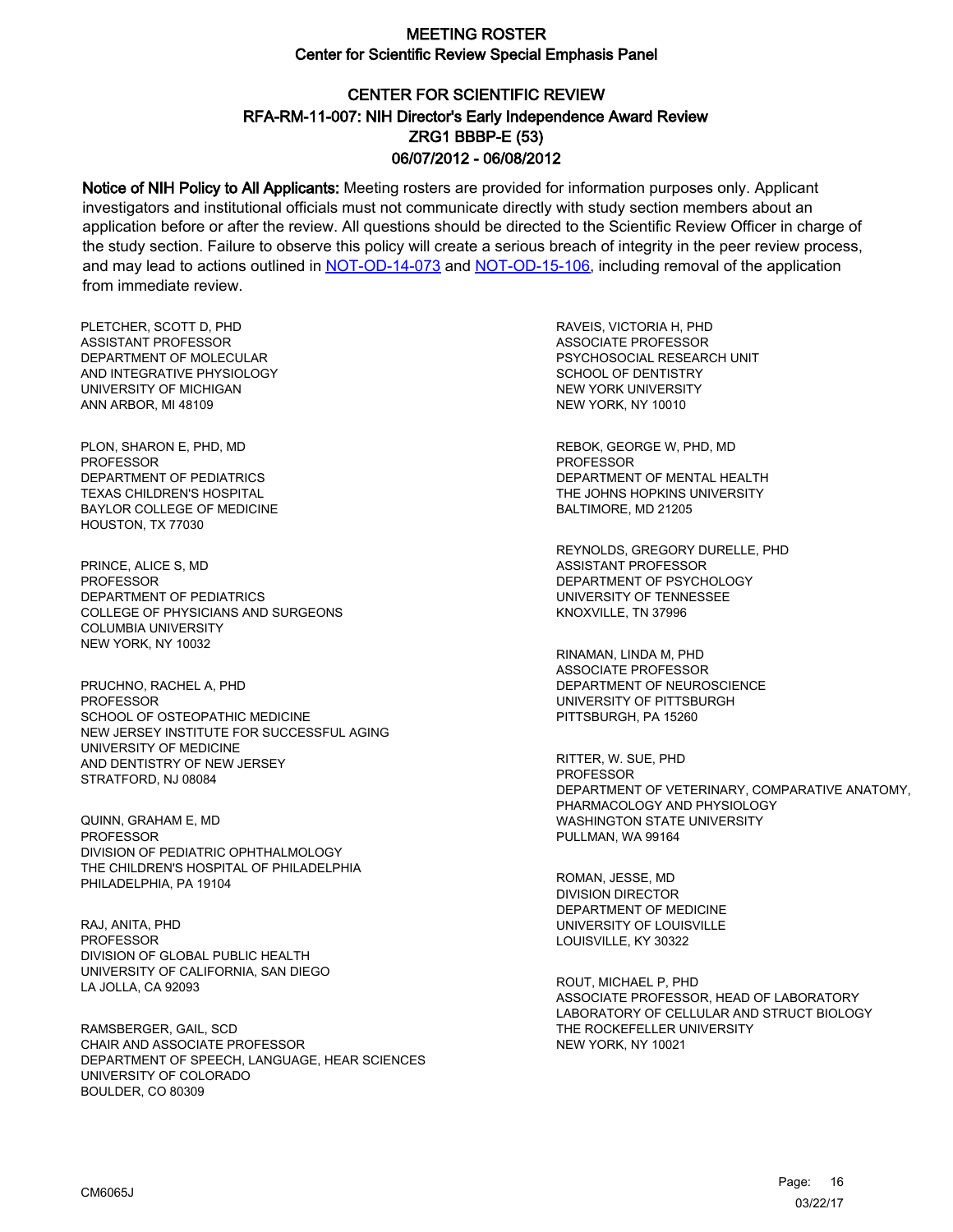# MEETING ROSTER

## Center for Scientific Review Special Emphasis Panel

## CENTER FOR SCIENTIFIC REVIEW
## RFA-RM-11-007: NIH Director's Early Independence Award Review
## ZRG1 BBBP-E (53)
## 06/07/2012 - 06/08/2012

**Notice of NIH Policy to All Applicants:** Meeting rosters are provided for information purposes only. Applicant investigators and institutional officials must not communicate directly with study section members about an application before or after the review. All questions should be directed to the Scientific Review Officer in charge of the study section. Failure to observe this policy will create a serious breach of integrity in the peer review process, and may lead to actions outlined in NOT-OD-14-073 and NOT-OD-15-106, including removal of the application from immediate review.

PLETCHER, SCOTT D, PHD
ASSISTANT PROFESSOR
DEPARTMENT OF MOLECULAR
AND INTEGRATIVE PHYSIOLOGY
UNIVERSITY OF MICHIGAN
ANN ARBOR, MI 48109

PLON, SHARON E, PHD, MD
PROFESSOR
DEPARTMENT OF PEDIATRICS
TEXAS CHILDREN'S HOSPITAL
BAYLOR COLLEGE OF MEDICINE
HOUSTON, TX 77030

PRINCE, ALICE S, MD
PROFESSOR
DEPARTMENT OF PEDIATRICS
COLLEGE OF PHYSICIANS AND SURGEONS
COLUMBIA UNIVERSITY
NEW YORK, NY 10032

PRUCHNO, RACHEL A, PHD
PROFESSOR
SCHOOL OF OSTEOPATHIC MEDICINE
NEW JERSEY INSTITUTE FOR SUCCESSFUL AGING
UNIVERSITY OF MEDICINE
AND DENTISTRY OF NEW JERSEY
STRATFORD, NJ 08084

QUINN, GRAHAM E, MD
PROFESSOR
DIVISION OF PEDIATRIC OPHTHALMOLOGY
THE CHILDREN'S HOSPITAL OF PHILADELPHIA
PHILADELPHIA, PA 19104

RAJ, ANITA, PHD
PROFESSOR
DIVISION OF GLOBAL PUBLIC HEALTH
UNIVERSITY OF CALIFORNIA, SAN DIEGO
LA JOLLA, CA 92093

RAMSBERGER, GAIL, SCD
CHAIR AND ASSOCIATE PROFESSOR
DEPARTMENT OF SPEECH, LANGUAGE, HEAR SCIENCES
UNIVERSITY OF COLORADO
BOULDER, CO 80309

RAVEIS, VICTORIA H, PHD
ASSOCIATE PROFESSOR
PSYCHOSOCIAL RESEARCH UNIT
SCHOOL OF DENTISTRY
NEW YORK UNIVERSITY
NEW YORK, NY 10010

REBOK, GEORGE W, PHD, MD
PROFESSOR
DEPARTMENT OF MENTAL HEALTH
THE JOHNS HOPKINS UNIVERSITY
BALTIMORE, MD 21205

REYNOLDS, GREGORY DURELLE, PHD
ASSISTANT PROFESSOR
DEPARTMENT OF PSYCHOLOGY
UNIVERSITY OF TENNESSEE
KNOXVILLE, TN 37996

RINAMAN, LINDA M, PHD
ASSOCIATE PROFESSOR
DEPARTMENT OF NEUROSCIENCE
UNIVERSITY OF PITTSBURGH
PITTSBURGH, PA 15260

RITTER, W. SUE, PHD
PROFESSOR
DEPARTMENT OF VETERINARY, COMPARATIVE ANATOMY,
PHARMACOLOGY AND PHYSIOLOGY
WASHINGTON STATE UNIVERSITY
PULLMAN, WA 99164

ROMAN, JESSE, MD
DIVISION DIRECTOR
DEPARTMENT OF MEDICINE
UNIVERSITY OF LOUISVILLE
LOUISVILLE, KY 30322

ROUT, MICHAEL P, PHD
ASSOCIATE PROFESSOR, HEAD OF LABORATORY
LABORATORY OF CELLULAR AND STRUCT BIOLOGY
THE ROCKEFELLER UNIVERSITY
NEW YORK, NY 10021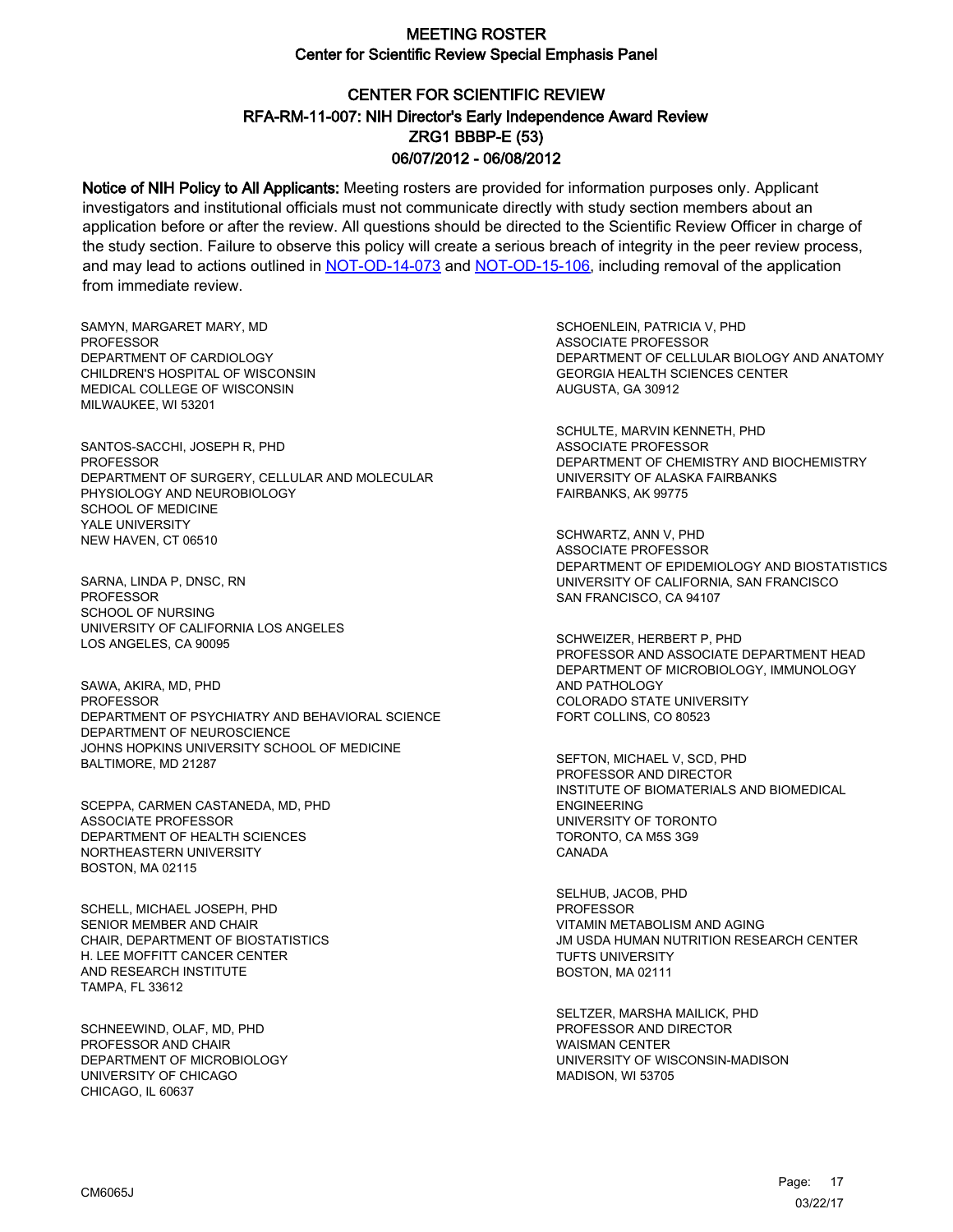# MEETING ROSTER
## Center for Scientific Review Special Emphasis Panel

## CENTER FOR SCIENTIFIC REVIEW
## RFA-RM-11-007: NIH Director's Early Independence Award Review
## ZRG1 BBBP-E (53)
## 06/07/2012 - 06/08/2012

**Notice of NIH Policy to All Applicants:** Meeting rosters are provided for information purposes only. Applicant investigators and institutional officials must not communicate directly with study section members about an application before or after the review. All questions should be directed to the Scientific Review Officer in charge of the study section. Failure to observe this policy will create a serious breach of integrity in the peer review process, and may lead to actions outlined in [NOT-OD-14-073](NOT-OD-14-073) and [NOT-OD-15-106](NOT-OD-15-106), including removal of the application from immediate review.

SAMYN, MARGARET MARY, MD
PROFESSOR
DEPARTMENT OF CARDIOLOGY
CHILDREN'S HOSPITAL OF WISCONSIN
MEDICAL COLLEGE OF WISCONSIN
MILWAUKEE, WI 53201

SANTOS-SACCHI, JOSEPH R, PHD
PROFESSOR
DEPARTMENT OF SURGERY, CELLULAR AND MOLECULAR PHYSIOLOGY AND NEUROBIOLOGY
SCHOOL OF MEDICINE
YALE UNIVERSITY
NEW HAVEN, CT 06510

SARNA, LINDA P, DNSC, RN
PROFESSOR
SCHOOL OF NURSING
UNIVERSITY OF CALIFORNIA LOS ANGELES
LOS ANGELES, CA 90095

SAWA, AKIRA, MD, PHD
PROFESSOR
DEPARTMENT OF PSYCHIATRY AND BEHAVIORAL SCIENCE
DEPARTMENT OF NEUROSCIENCE
JOHNS HOPKINS UNIVERSITY SCHOOL OF MEDICINE
BALTIMORE, MD 21287

SCEPPA, CARMEN CASTANEDA, MD, PHD
ASSOCIATE PROFESSOR
DEPARTMENT OF HEALTH SCIENCES
NORTHEASTERN UNIVERSITY
BOSTON, MA 02115

SCHELL, MICHAEL JOSEPH, PHD
SENIOR MEMBER AND CHAIR
CHAIR, DEPARTMENT OF BIOSTATISTICS
H. LEE MOFFITT CANCER CENTER
AND RESEARCH INSTITUTE
TAMPA, FL 33612

SCHNEEWIND, OLAF, MD, PHD
PROFESSOR AND CHAIR
DEPARTMENT OF MICROBIOLOGY
UNIVERSITY OF CHICAGO
CHICAGO, IL 60637

SCHOENLEIN, PATRICIA V, PHD
ASSOCIATE PROFESSOR
DEPARTMENT OF CELLULAR BIOLOGY AND ANATOMY
GEORGIA HEALTH SCIENCES CENTER
AUGUSTA, GA 30912

SCHULTE, MARVIN KENNETH, PHD
ASSOCIATE PROFESSOR
DEPARTMENT OF CHEMISTRY AND BIOCHEMISTRY
UNIVERSITY OF ALASKA FAIRBANKS
FAIRBANKS, AK 99775

SCHWARTZ, ANN V, PHD
ASSOCIATE PROFESSOR
DEPARTMENT OF EPIDEMIOLOGY AND BIOSTATISTICS
UNIVERSITY OF CALIFORNIA, SAN FRANCISCO
SAN FRANCISCO, CA 94107

SCHWEIZER, HERBERT P, PHD
PROFESSOR AND ASSOCIATE DEPARTMENT HEAD
DEPARTMENT OF MICROBIOLOGY, IMMUNOLOGY AND PATHOLOGY
COLORADO STATE UNIVERSITY
FORT COLLINS, CO 80523

SEFTON, MICHAEL V, SCD, PHD
PROFESSOR AND DIRECTOR
INSTITUTE OF BIOMATERIALS AND BIOMEDICAL ENGINEERING
UNIVERSITY OF TORONTO
TORONTO, CA M5S 3G9
CANADA

SELHUB, JACOB, PHD
PROFESSOR
VITAMIN METABOLISM AND AGING
JM USDA HUMAN NUTRITION RESEARCH CENTER
TUFTS UNIVERSITY
BOSTON, MA 02111

SELTZER, MARSHA MAILICK, PHD
PROFESSOR AND DIRECTOR
WAISMAN CENTER
UNIVERSITY OF WISCONSIN-MADISON
MADISON, WI 53705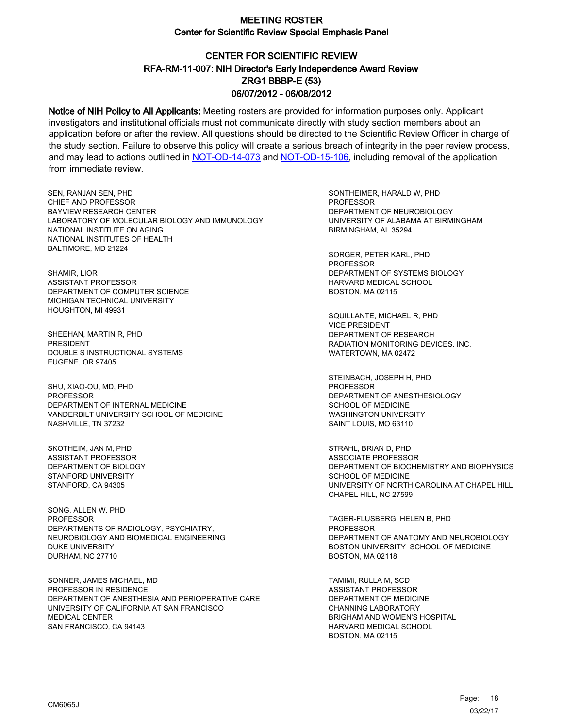# MEETING ROSTER

## Center for Scientific Review Special Emphasis Panel

## CENTER FOR SCIENTIFIC REVIEW

## RFA-RM-11-007: NIH Director's Early Independence Award Review

## ZRG1 BBBP-E (53)

## 06/07/2012 - 06/08/2012

**Notice of NIH Policy to All Applicants:** Meeting rosters are provided for information purposes only. Applicant investigators and institutional officials must not communicate directly with study section members about an application before or after the review. All questions should be directed to the Scientific Review Officer in charge of the study section. Failure to observe this policy will create a serious breach of integrity in the peer review process, and may lead to actions outlined in NOT-OD-14-073 and NOT-OD-15-106, including removal of the application from immediate review.

SEN, RANJAN SEN, PHD
CHIEF AND PROFESSOR
BAYVIEW RESEARCH CENTER
LABORATORY OF MOLECULAR BIOLOGY AND IMMUNOLOGY
NATIONAL INSTITUTE ON AGING
NATIONAL INSTITUTES OF HEALTH
BALTIMORE, MD 21224

SHAMIR, LIOR
ASSISTANT PROFESSOR
DEPARTMENT OF COMPUTER SCIENCE
MICHIGAN TECHNICAL UNIVERSITY
HOUGHTON, MI 49931

SHEEHAN, MARTIN R, PHD
PRESIDENT
DOUBLE S INSTRUCTIONAL SYSTEMS
EUGENE, OR 97405

SHU, XIAO-OU, MD, PHD
PROFESSOR
DEPARTMENT OF INTERNAL MEDICINE
VANDERBILT UNIVERSITY SCHOOL OF MEDICINE
NASHVILLE, TN 37232

SKOTHEIM, JAN M, PHD
ASSISTANT PROFESSOR
DEPARTMENT OF BIOLOGY
STANFORD UNIVERSITY
STANFORD, CA 94305

SONG, ALLEN W, PHD
PROFESSOR
DEPARTMENTS OF RADIOLOGY, PSYCHIATRY,
NEUROBIOLOGY AND BIOMEDICAL ENGINEERING
DUKE UNIVERSITY
DURHAM, NC 27710

SONNER, JAMES MICHAEL, MD
PROFESSOR IN RESIDENCE
DEPARTMENT OF ANESTHESIA AND PERIOPERATIVE CARE
UNIVERSITY OF CALIFORNIA AT SAN FRANCISCO
MEDICAL CENTER
SAN FRANCISCO, CA 94143

SONTHEIMER, HARALD W, PHD
PROFESSOR
DEPARTMENT OF NEUROBIOLOGY
UNIVERSITY OF ALABAMA AT BIRMINGHAM
BIRMINGHAM, AL 35294

SORGER, PETER KARL, PHD
PROFESSOR
DEPARTMENT OF SYSTEMS BIOLOGY
HARVARD MEDICAL SCHOOL
BOSTON, MA 02115

SQUILLANTE, MICHAEL R, PHD
VICE PRESIDENT
DEPARTMENT OF RESEARCH
RADIATION MONITORING DEVICES, INC.
WATERTOWN, MA 02472

STEINBACH, JOSEPH H, PHD
PROFESSOR
DEPARTMENT OF ANESTHESIOLOGY
SCHOOL OF MEDICINE
WASHINGTON UNIVERSITY
SAINT LOUIS, MO 63110

STRAHL, BRIAN D, PHD
ASSOCIATE PROFESSOR
DEPARTMENT OF BIOCHEMISTRY AND BIOPHYSICS
SCHOOL OF MEDICINE
UNIVERSITY OF NORTH CAROLINA AT CHAPEL HILL
CHAPEL HILL, NC 27599

TAGER-FLUSBERG, HELEN B, PHD
PROFESSOR
DEPARTMENT OF ANATOMY AND NEUROBIOLOGY
BOSTON UNIVERSITY SCHOOL OF MEDICINE
BOSTON, MA 02118

TAMIMI, RULLA M, SCD
ASSISTANT PROFESSOR
DEPARTMENT OF MEDICINE
CHANNING LABORATORY
BRIGHAM AND WOMEN'S HOSPITAL
HARVARD MEDICAL SCHOOL
BOSTON, MA 02115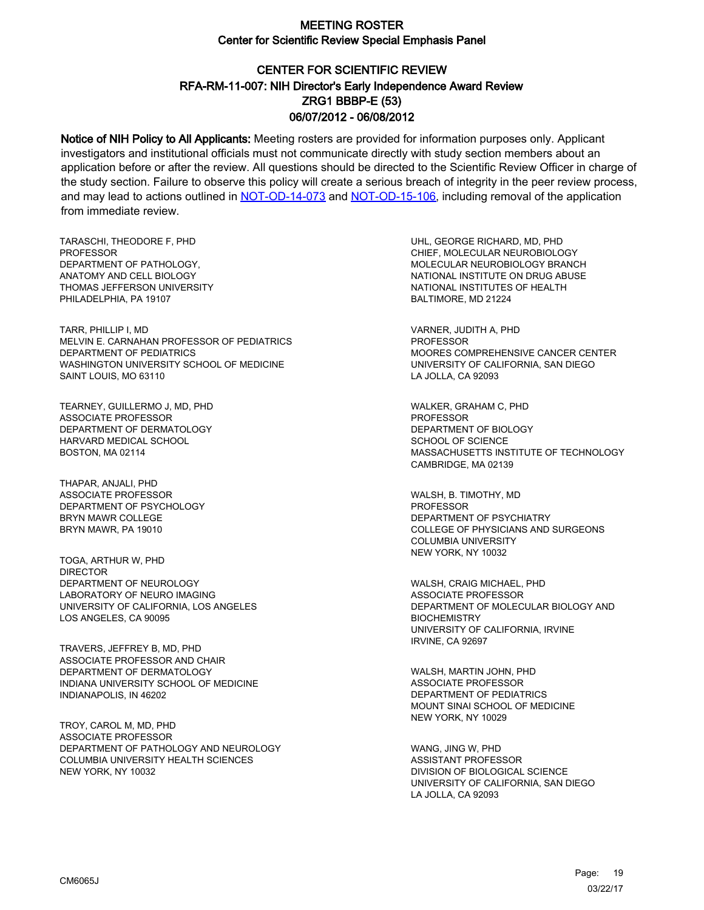# MEETING ROSTER

## Center for Scientific Review Special Emphasis Panel

### CENTER FOR SCIENTIFIC REVIEW
### RFA-RM-11-007: NIH Director's Early Independence Award Review
### ZRG1 BBBP-E (53)
### 06/07/2012 - 06/08/2012

**Notice of NIH Policy to All Applicants:** Meeting rosters are provided for information purposes only. Applicant investigators and institutional officials must not communicate directly with study section members about an application before or after the review. All questions should be directed to the Scientific Review Officer in charge of the study section. Failure to observe this policy will create a serious breach of integrity in the peer review process, and may lead to actions outlined in [NOT-OD-14-073] and [NOT-OD-15-106], including removal of the application from immediate review.

TARASCHI, THEODORE F, PHD
PROFESSOR
DEPARTMENT OF PATHOLOGY,
ANATOMY AND CELL BIOLOGY
THOMAS JEFFERSON UNIVERSITY
PHILADELPHIA, PA 19107

TARR, PHILLIP I, MD
MELVIN E. CARNAHAN PROFESSOR OF PEDIATRICS
DEPARTMENT OF PEDIATRICS
WASHINGTON UNIVERSITY SCHOOL OF MEDICINE
SAINT LOUIS, MO 63110

TEARNEY, GUILLERMO J, MD, PHD
ASSOCIATE PROFESSOR
DEPARTMENT OF DERMATOLOGY
HARVARD MEDICAL SCHOOL
BOSTON, MA 02114

THAPAR, ANJALI, PHD
ASSOCIATE PROFESSOR
DEPARTMENT OF PSYCHOLOGY
BRYN MAWR COLLEGE
BRYN MAWR, PA 19010

TOGA, ARTHUR W, PHD
DIRECTOR
DEPARTMENT OF NEUROLOGY
LABORATORY OF NEURO IMAGING
UNIVERSITY OF CALIFORNIA, LOS ANGELES
LOS ANGELES, CA 90095

TRAVERS, JEFFREY B, MD, PHD
ASSOCIATE PROFESSOR AND CHAIR
DEPARTMENT OF DERMATOLOGY
INDIANA UNIVERSITY SCHOOL OF MEDICINE
INDIANAPOLIS, IN 46202

TROY, CAROL M, MD, PHD
ASSOCIATE PROFESSOR
DEPARTMENT OF PATHOLOGY AND NEUROLOGY
COLUMBIA UNIVERSITY HEALTH SCIENCES
NEW YORK, NY 10032

UHL, GEORGE RICHARD, MD, PHD
CHIEF, MOLECULAR NEUROBIOLOGY
MOLECULAR NEUROBIOLOGY BRANCH
NATIONAL INSTITUTE ON DRUG ABUSE
NATIONAL INSTITUTES OF HEALTH
BALTIMORE, MD 21224

VARNER, JUDITH A, PHD
PROFESSOR
MOORES COMPREHENSIVE CANCER CENTER
UNIVERSITY OF CALIFORNIA, SAN DIEGO
LA JOLLA, CA 92093

WALKER, GRAHAM C, PHD
PROFESSOR
DEPARTMENT OF BIOLOGY
SCHOOL OF SCIENCE
MASSACHUSETTS INSTITUTE OF TECHNOLOGY
CAMBRIDGE, MA 02139

WALSH, B. TIMOTHY, MD
PROFESSOR
DEPARTMENT OF PSYCHIATRY
COLLEGE OF PHYSICIANS AND SURGEONS
COLUMBIA UNIVERSITY
NEW YORK, NY 10032

WALSH, CRAIG MICHAEL, PHD
ASSOCIATE PROFESSOR
DEPARTMENT OF MOLECULAR BIOLOGY AND BIOCHEMISTRY
UNIVERSITY OF CALIFORNIA, IRVINE
IRVINE, CA 92697

WALSH, MARTIN JOHN, PHD
ASSOCIATE PROFESSOR
DEPARTMENT OF PEDIATRICS
MOUNT SINAI SCHOOL OF MEDICINE
NEW YORK, NY 10029

WANG, JING W, PHD
ASSISTANT PROFESSOR
DIVISION OF BIOLOGICAL SCIENCE
UNIVERSITY OF CALIFORNIA, SAN DIEGO
LA JOLLA, CA 92093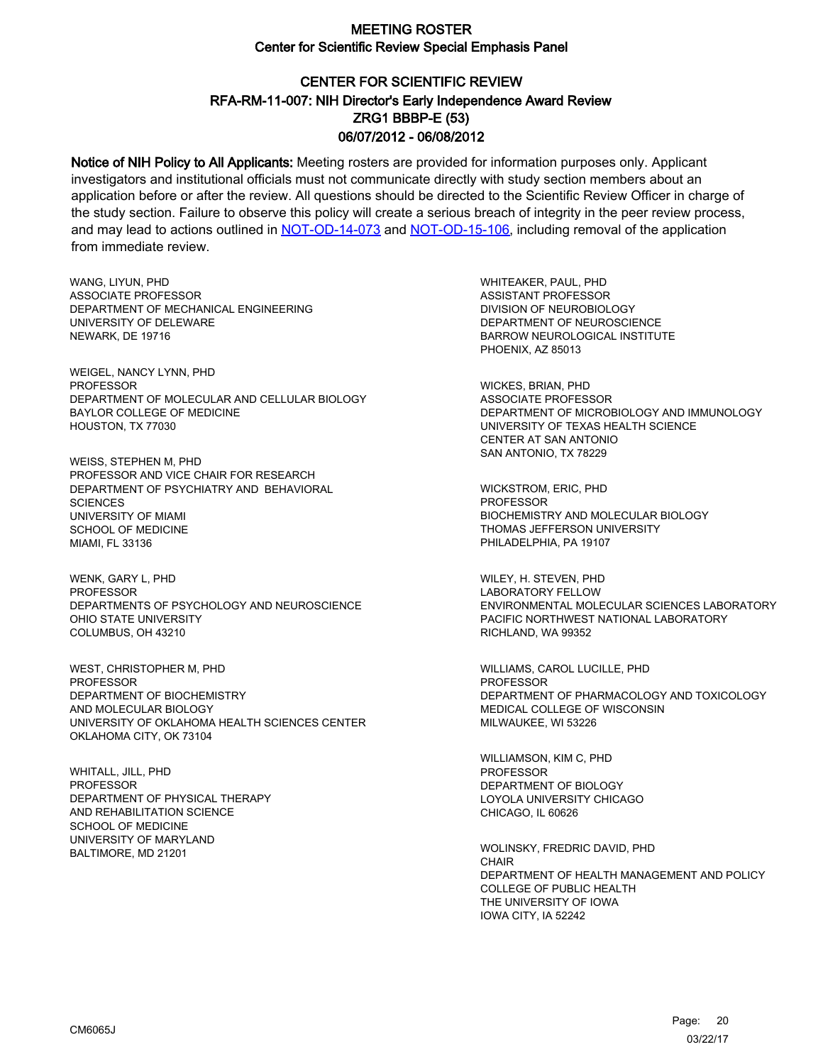# MEETING ROSTER

## Center for Scientific Review Special Emphasis Panel

## CENTER FOR SCIENTIFIC REVIEW
## RFA-RM-11-007: NIH Director's Early Independence Award Review
## ZRG1 BBBP-E (53)
## 06/07/2012 - 06/08/2012

**Notice of NIH Policy to All Applicants:** Meeting rosters are provided for information purposes only. Applicant investigators and institutional officials must not communicate directly with study section members about an application before or after the review. All questions should be directed to the Scientific Review Officer in charge of the study section. Failure to observe this policy will create a serious breach of integrity in the peer review process, and may lead to actions outlined in NOT-OD-14-073 and NOT-OD-15-106, including removal of the application from immediate review.

WANG, LIYUN, PHD
ASSOCIATE PROFESSOR
DEPARTMENT OF MECHANICAL ENGINEERING
UNIVERSITY OF DELEWARE
NEWARK, DE 19716

WEIGEL, NANCY LYNN, PHD
PROFESSOR
DEPARTMENT OF MOLECULAR AND CELLULAR BIOLOGY
BAYLOR COLLEGE OF MEDICINE
HOUSTON, TX 77030

WEISS, STEPHEN M, PHD
PROFESSOR AND VICE CHAIR FOR RESEARCH
DEPARTMENT OF PSYCHIATRY AND BEHAVIORAL SCIENCES
UNIVERSITY OF MIAMI
SCHOOL OF MEDICINE
MIAMI, FL 33136

WENK, GARY L, PHD
PROFESSOR
DEPARTMENTS OF PSYCHOLOGY AND NEUROSCIENCE
OHIO STATE UNIVERSITY
COLUMBUS, OH 43210

WEST, CHRISTOPHER M, PHD
PROFESSOR
DEPARTMENT OF BIOCHEMISTRY
AND MOLECULAR BIOLOGY
UNIVERSITY OF OKLAHOMA HEALTH SCIENCES CENTER
OKLAHOMA CITY, OK 73104

WHITALL, JILL, PHD
PROFESSOR
DEPARTMENT OF PHYSICAL THERAPY
AND REHABILITATION SCIENCE
SCHOOL OF MEDICINE
UNIVERSITY OF MARYLAND
BALTIMORE, MD 21201

WHITEAKER, PAUL, PHD
ASSISTANT PROFESSOR
DIVISION OF NEUROBIOLOGY
DEPARTMENT OF NEUROSCIENCE
BARROW NEUROLOGICAL INSTITUTE
PHOENIX, AZ 85013

WICKES, BRIAN, PHD
ASSOCIATE PROFESSOR
DEPARTMENT OF MICROBIOLOGY AND IMMUNOLOGY
UNIVERSITY OF TEXAS HEALTH SCIENCE
CENTER AT SAN ANTONIO
SAN ANTONIO, TX 78229

WICKSTROM, ERIC, PHD
PROFESSOR
BIOCHEMISTRY AND MOLECULAR BIOLOGY
THOMAS JEFFERSON UNIVERSITY
PHILADELPHIA, PA 19107

WILEY, H. STEVEN, PHD
LABORATORY FELLOW
ENVIRONMENTAL MOLECULAR SCIENCES LABORATORY
PACIFIC NORTHWEST NATIONAL LABORATORY
RICHLAND, WA 99352

WILLIAMS, CAROL LUCILLE, PHD
PROFESSOR
DEPARTMENT OF PHARMACOLOGY AND TOXICOLOGY
MEDICAL COLLEGE OF WISCONSIN
MILWAUKEE, WI 53226

WILLIAMSON, KIM C, PHD
PROFESSOR
DEPARTMENT OF BIOLOGY
LOYOLA UNIVERSITY CHICAGO
CHICAGO, IL 60626

WOLINSKY, FREDRIC DAVID, PHD
CHAIR
DEPARTMENT OF HEALTH MANAGEMENT AND POLICY
COLLEGE OF PUBLIC HEALTH
THE UNIVERSITY OF IOWA
IOWA CITY, IA 52242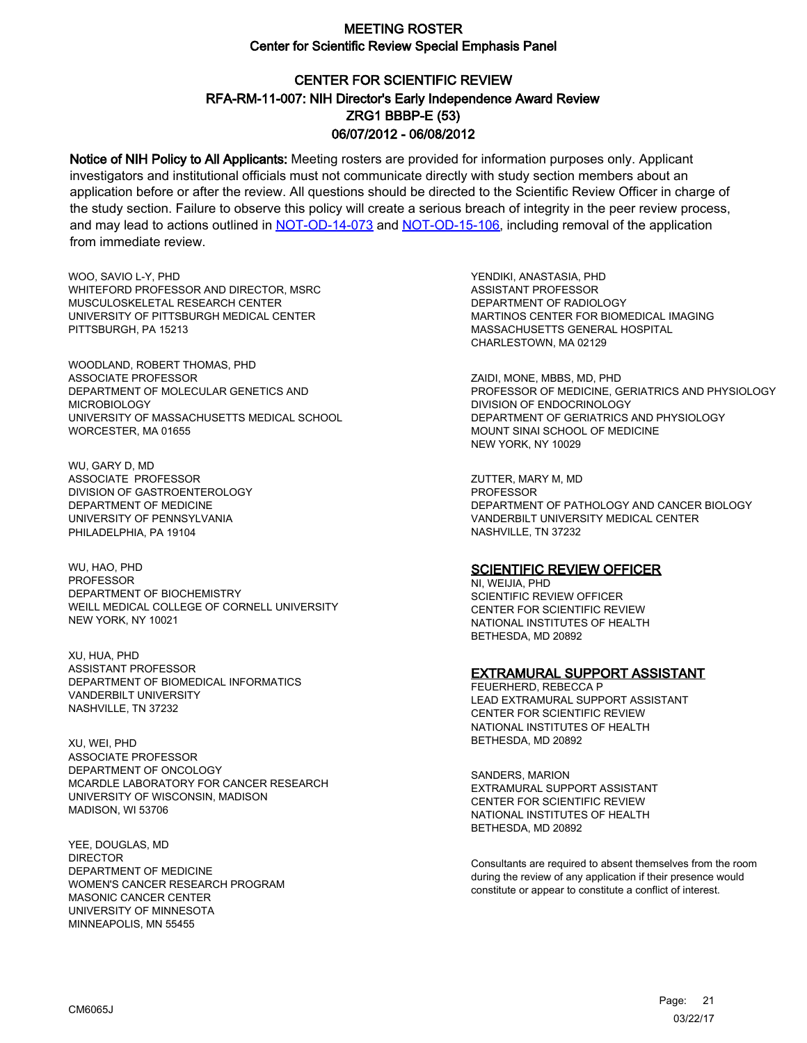# MEETING ROSTER

## Center for Scientific Review Special Emphasis Panel

## CENTER FOR SCIENTIFIC REVIEW
## RFA-RM-11-007: NIH Director's Early Independence Award Review
## ZRG1 BBBP-E (53)
## 06/07/2012 - 06/08/2012

**Notice of NIH Policy to All Applicants:** Meeting rosters are provided for information purposes only. Applicant investigators and institutional officials must not communicate directly with study section members about an application before or after the review. All questions should be directed to the Scientific Review Officer in charge of the study section. Failure to observe this policy will create a serious breach of integrity in the peer review process, and may lead to actions outlined in NOT-OD-14-073 and NOT-OD-15-106, including removal of the application from immediate review.

WOO, SAVIO L-Y, PHD
WHITEFORD PROFESSOR AND DIRECTOR, MSRC
MUSCULOSKELETAL RESEARCH CENTER
UNIVERSITY OF PITTSBURGH MEDICAL CENTER
PITTSBURGH, PA 15213

WOODLAND, ROBERT THOMAS, PHD
ASSOCIATE PROFESSOR
DEPARTMENT OF MOLECULAR GENETICS AND MICROBIOLOGY
UNIVERSITY OF MASSACHUSETTS MEDICAL SCHOOL
WORCESTER, MA 01655

WU, GARY D, MD
ASSOCIATE PROFESSOR
DIVISION OF GASTROENTEROLOGY
DEPARTMENT OF MEDICINE
UNIVERSITY OF PENNSYLVANIA
PHILADELPHIA, PA 19104

WU, HAO, PHD
PROFESSOR
DEPARTMENT OF BIOCHEMISTRY
WEILL MEDICAL COLLEGE OF CORNELL UNIVERSITY
NEW YORK, NY 10021

XU, HUA, PHD
ASSISTANT PROFESSOR
DEPARTMENT OF BIOMEDICAL INFORMATICS
VANDERBILT UNIVERSITY
NASHVILLE, TN 37232

XU, WEI, PHD
ASSOCIATE PROFESSOR
DEPARTMENT OF ONCOLOGY
MCARDLE LABORATORY FOR CANCER RESEARCH
UNIVERSITY OF WISCONSIN, MADISON
MADISON, WI 53706

YEE, DOUGLAS, MD
DIRECTOR
DEPARTMENT OF MEDICINE
WOMEN'S CANCER RESEARCH PROGRAM
MASONIC CANCER CENTER
UNIVERSITY OF MINNESOTA
MINNEAPOLIS, MN 55455

YENDIKI, ANASTASIA, PHD
ASSISTANT PROFESSOR
DEPARTMENT OF RADIOLOGY
MARTINOS CENTER FOR BIOMEDICAL IMAGING
MASSACHUSETTS GENERAL HOSPITAL
CHARLESTOWN, MA 02129

ZAIDI, MONE, MBBS, MD, PHD
PROFESSOR OF MEDICINE, GERIATRICS AND PHYSIOLOGY
DIVISION OF ENDOCRINOLOGY
DEPARTMENT OF GERIATRICS AND PHYSIOLOGY
MOUNT SINAI SCHOOL OF MEDICINE
NEW YORK, NY 10029

ZUTTER, MARY M, MD
PROFESSOR
DEPARTMENT OF PATHOLOGY AND CANCER BIOLOGY
VANDERBILT UNIVERSITY MEDICAL CENTER
NASHVILLE, TN 37232

### SCIENTIFIC REVIEW OFFICER

NI, WEIJIA, PHD
SCIENTIFIC REVIEW OFFICER
CENTER FOR SCIENTIFIC REVIEW
NATIONAL INSTITUTES OF HEALTH
BETHESDA, MD 20892

### EXTRAMURAL SUPPORT ASSISTANT

FEUERHERD, REBECCA P
LEAD EXTRAMURAL SUPPORT ASSISTANT
CENTER FOR SCIENTIFIC REVIEW
NATIONAL INSTITUTES OF HEALTH
BETHESDA, MD 20892

SANDERS, MARION
EXTRAMURAL SUPPORT ASSISTANT
CENTER FOR SCIENTIFIC REVIEW
NATIONAL INSTITUTES OF HEALTH
BETHESDA, MD 20892

Consultants are required to absent themselves from the room during the review of any application if their presence would constitute or appear to constitute a conflict of interest.